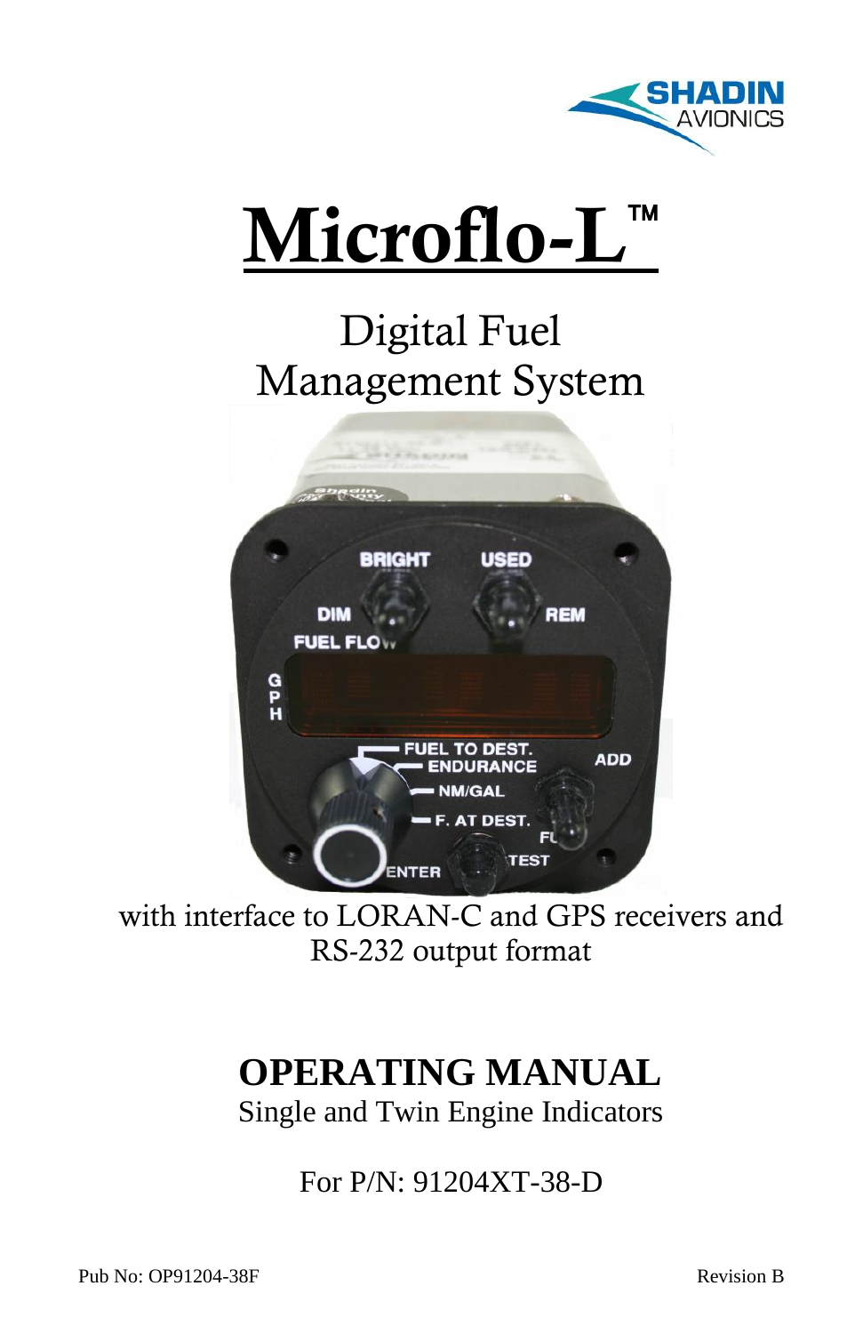SHADIN AVIONICS

# Microflo-L™

## Digital Fuel Management System

with interface to LORAN-C and GPS receivers and RS-232 output format

## OPERATING MANUAL

Single and Twin Engine Indicators

For P/N: 91204XT-38-D

Pub No: OP91204-38F

Revision B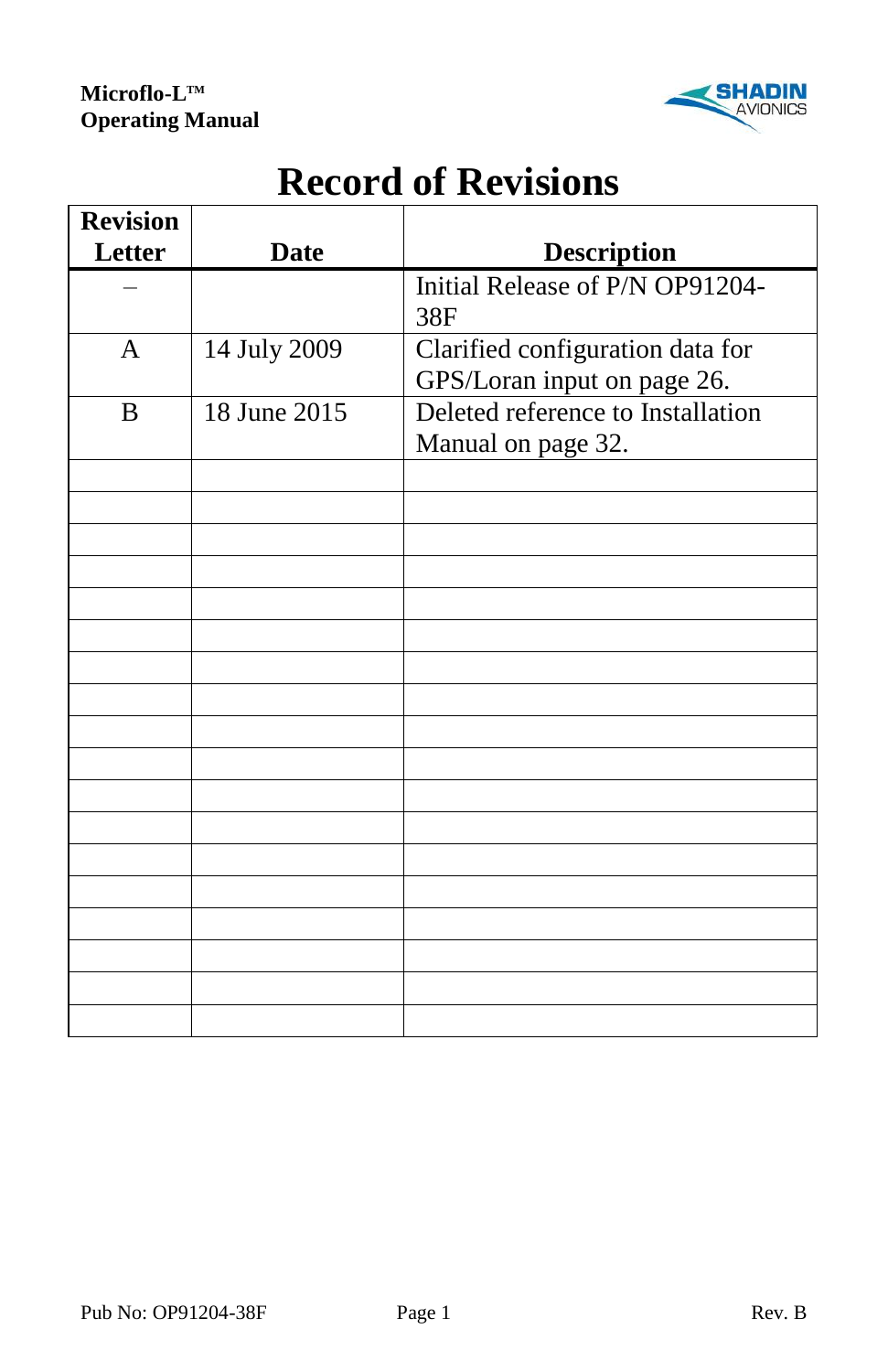# Record of Revisions

| Revision Letter | Date | Description |
|---|---|---|
| – | | Initial Release of P/N OP91204-38F |
| A | 14 July 2009 | Clarified configuration data for GPS/Loran input on page 26. |
| B | 18 June 2015 | Deleted reference to Installation Manual on page 32. |
| | | |
| | | |
| | | |
| | | |
| | | |
| | | |
| | | |
| | | |
| | | |
| | | |
| | | |
| | | |
| | | |
| | | |
| | | |
| | | |
| | | |
| | | |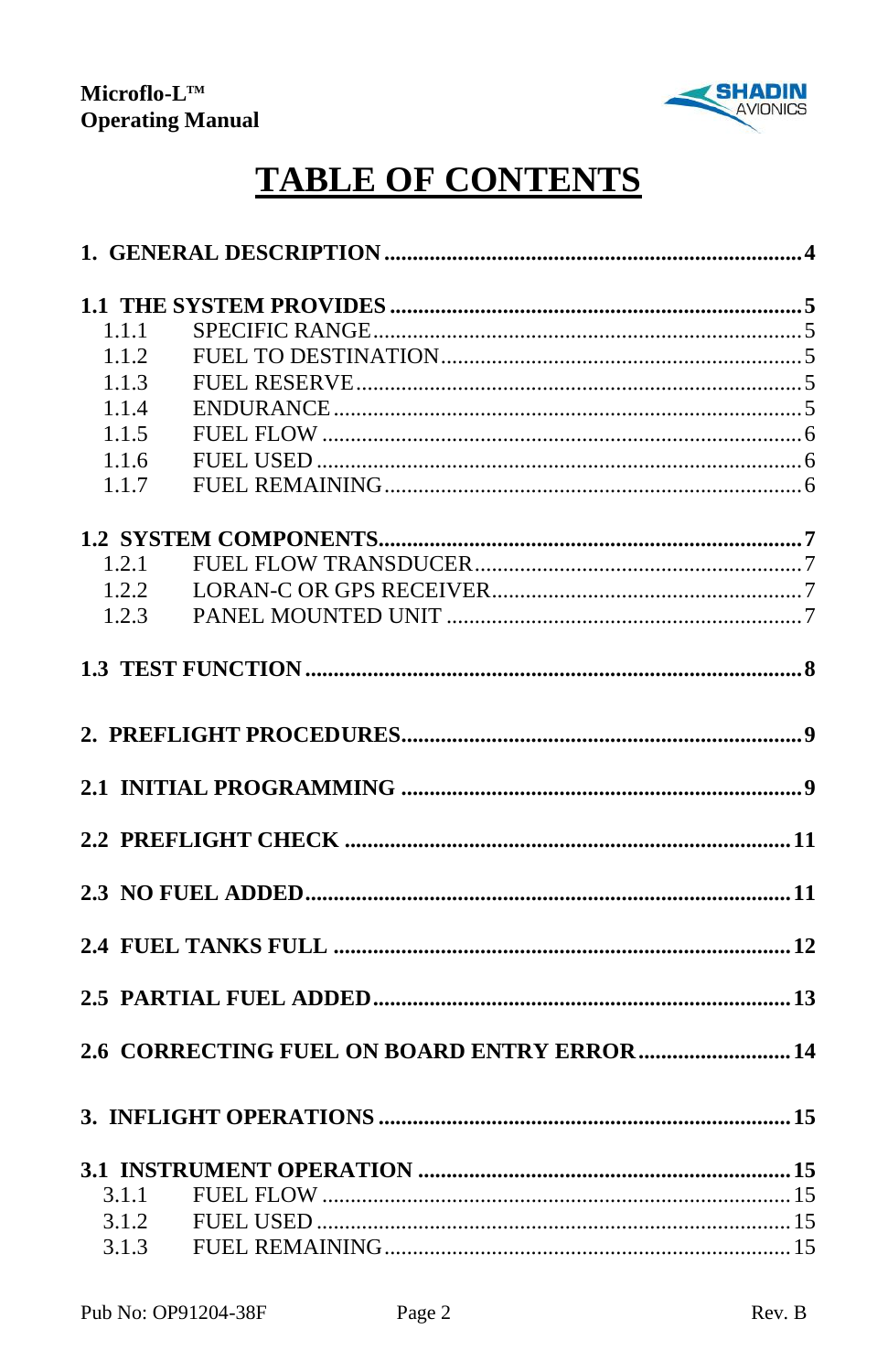# TABLE OF CONTENTS

**1. GENERAL DESCRIPTION** .......... **4**

**1.1 THE SYSTEM PROVIDES** .......... **5**

- 1.1.1 SPECIFIC RANGE .......... 5
- 1.1.2 FUEL TO DESTINATION .......... 5
- 1.1.3 FUEL RESERVE .......... 5
- 1.1.4 ENDURANCE .......... 5
- 1.1.5 FUEL FLOW .......... 6
- 1.1.6 FUEL USED .......... 6
- 1.1.7 FUEL REMAINING .......... 6

**1.2 SYSTEM COMPONENTS** .......... **7**

- 1.2.1 FUEL FLOW TRANSDUCER .......... 7
- 1.2.2 LORAN-C OR GPS RECEIVER .......... 7
- 1.2.3 PANEL MOUNTED UNIT .......... 7

**1.3 TEST FUNCTION** .......... **8**

**2. PREFLIGHT PROCEDURES** .......... **9**

**2.1 INITIAL PROGRAMMING** .......... **9**

**2.2 PREFLIGHT CHECK** .......... **11**

**2.3 NO FUEL ADDED** .......... **11**

**2.4 FUEL TANKS FULL** .......... **12**

**2.5 PARTIAL FUEL ADDED** .......... **13**

**2.6 CORRECTING FUEL ON BOARD ENTRY ERROR** .......... **14**

**3. INFLIGHT OPERATIONS** .......... **15**

**3.1 INSTRUMENT OPERATION** .......... **15**

- 3.1.1 FUEL FLOW .......... 15
- 3.1.2 FUEL USED .......... 15
- 3.1.3 FUEL REMAINING .......... 15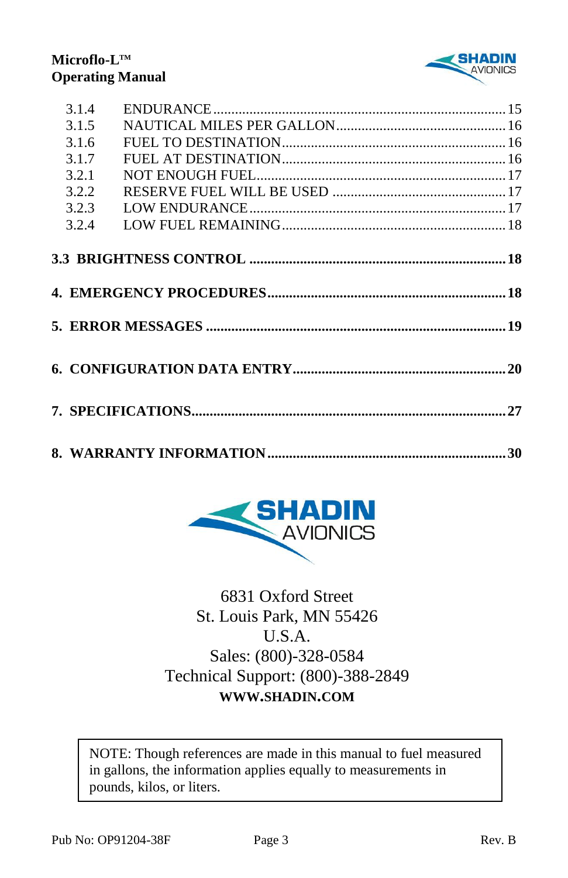| | | |
|---|---|---|
| 3.1.4 | ENDURANCE | 15 |
| 3.1.5 | NAUTICAL MILES PER GALLON | 16 |
| 3.1.6 | FUEL TO DESTINATION | 16 |
| 3.1.7 | FUEL AT DESTINATION | 16 |
| 3.2.1 | NOT ENOUGH FUEL | 17 |
| 3.2.2 | RESERVE FUEL WILL BE USED | 17 |
| 3.2.3 | LOW ENDURANCE | 17 |
| 3.2.4 | LOW FUEL REMAINING | 18 |

**3.3 BRIGHTNESS CONTROL .......... 18**

**4. EMERGENCY PROCEDURES .......... 18**

**5. ERROR MESSAGES .......... 19**

**6. CONFIGURATION DATA ENTRY .......... 20**

**7. SPECIFICATIONS .......... 27**

**8. WARRANTY INFORMATION .......... 30**

SHADIN AVIONICS

6831 Oxford Street
St. Louis Park, MN 55426
U.S.A.
Sales: (800)-328-0584
Technical Support: (800)-388-2849
**WWW.SHADIN.COM**

> NOTE: Though references are made in this manual to fuel measured in gallons, the information applies equally to measurements in pounds, kilos, or liters.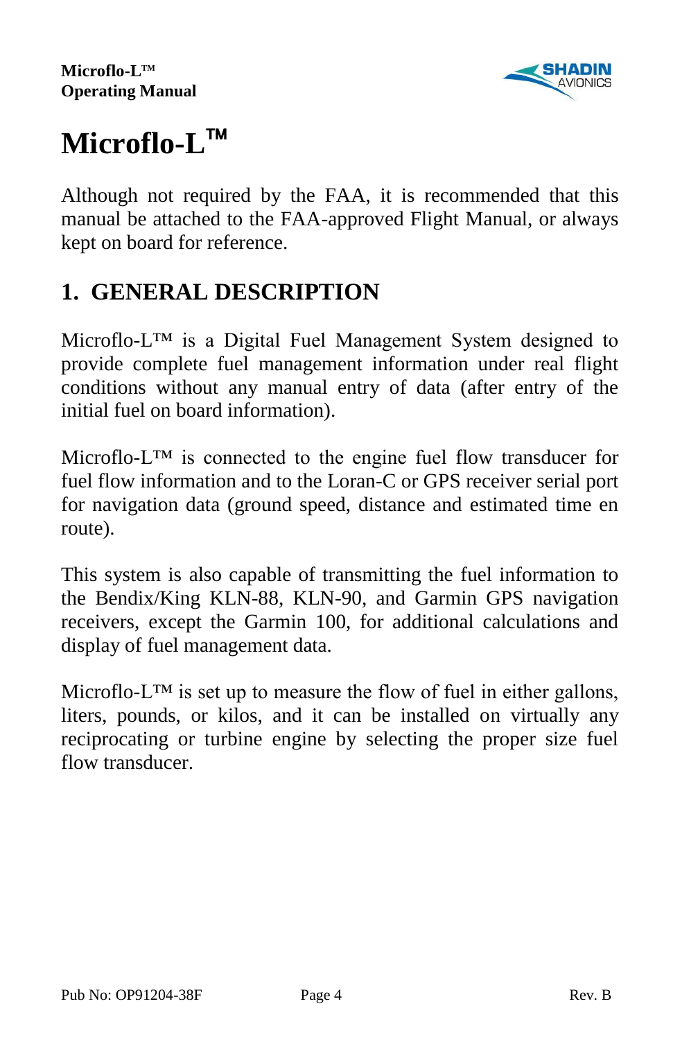# Microflo-L™

Although not required by the FAA, it is recommended that this manual be attached to the FAA-approved Flight Manual, or always kept on board for reference.

## 1. GENERAL DESCRIPTION

Microflo-L™ is a Digital Fuel Management System designed to provide complete fuel management information under real flight conditions without any manual entry of data (after entry of the initial fuel on board information).

Microflo-L™ is connected to the engine fuel flow transducer for fuel flow information and to the Loran-C or GPS receiver serial port for navigation data (ground speed, distance and estimated time en route).

This system is also capable of transmitting the fuel information to the Bendix/King KLN-88, KLN-90, and Garmin GPS navigation receivers, except the Garmin 100, for additional calculations and display of fuel management data.

Microflo-L™ is set up to measure the flow of fuel in either gallons, liters, pounds, or kilos, and it can be installed on virtually any reciprocating or turbine engine by selecting the proper size fuel flow transducer.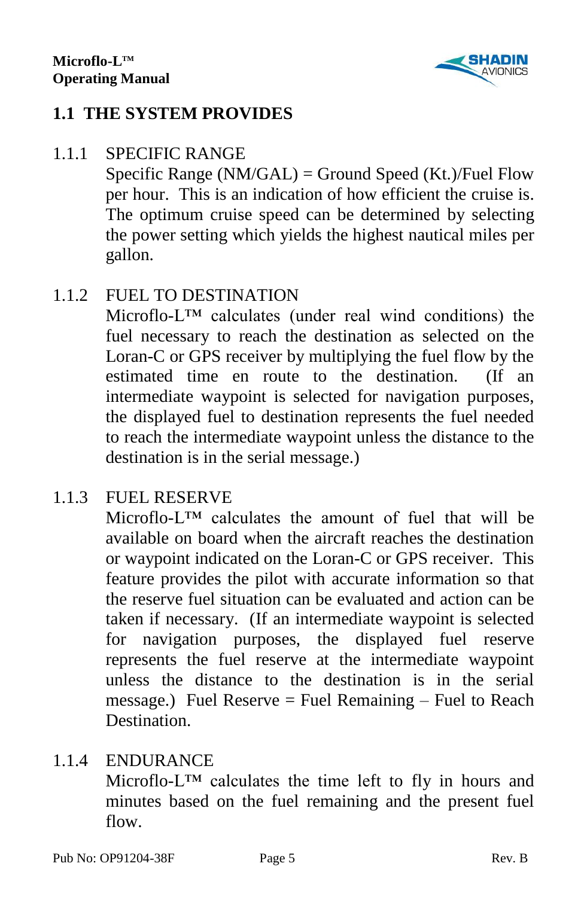## 1.1 THE SYSTEM PROVIDES

### 1.1.1 SPECIFIC RANGE

Specific Range (NM/GAL) = Ground Speed (Kt.)/Fuel Flow per hour. This is an indication of how efficient the cruise is. The optimum cruise speed can be determined by selecting the power setting which yields the highest nautical miles per gallon.

### 1.1.2 FUEL TO DESTINATION

Microflo-L™ calculates (under real wind conditions) the fuel necessary to reach the destination as selected on the Loran-C or GPS receiver by multiplying the fuel flow by the estimated time en route to the destination. (If an intermediate waypoint is selected for navigation purposes, the displayed fuel to destination represents the fuel needed to reach the intermediate waypoint unless the distance to the destination is in the serial message.)

### 1.1.3 FUEL RESERVE

Microflo-L™ calculates the amount of fuel that will be available on board when the aircraft reaches the destination or waypoint indicated on the Loran-C or GPS receiver. This feature provides the pilot with accurate information so that the reserve fuel situation can be evaluated and action can be taken if necessary. (If an intermediate waypoint is selected for navigation purposes, the displayed fuel reserve represents the fuel reserve at the intermediate waypoint unless the distance to the destination is in the serial message.) Fuel Reserve = Fuel Remaining – Fuel to Reach Destination.

### 1.1.4 ENDURANCE

Microflo-L™ calculates the time left to fly in hours and minutes based on the fuel remaining and the present fuel flow.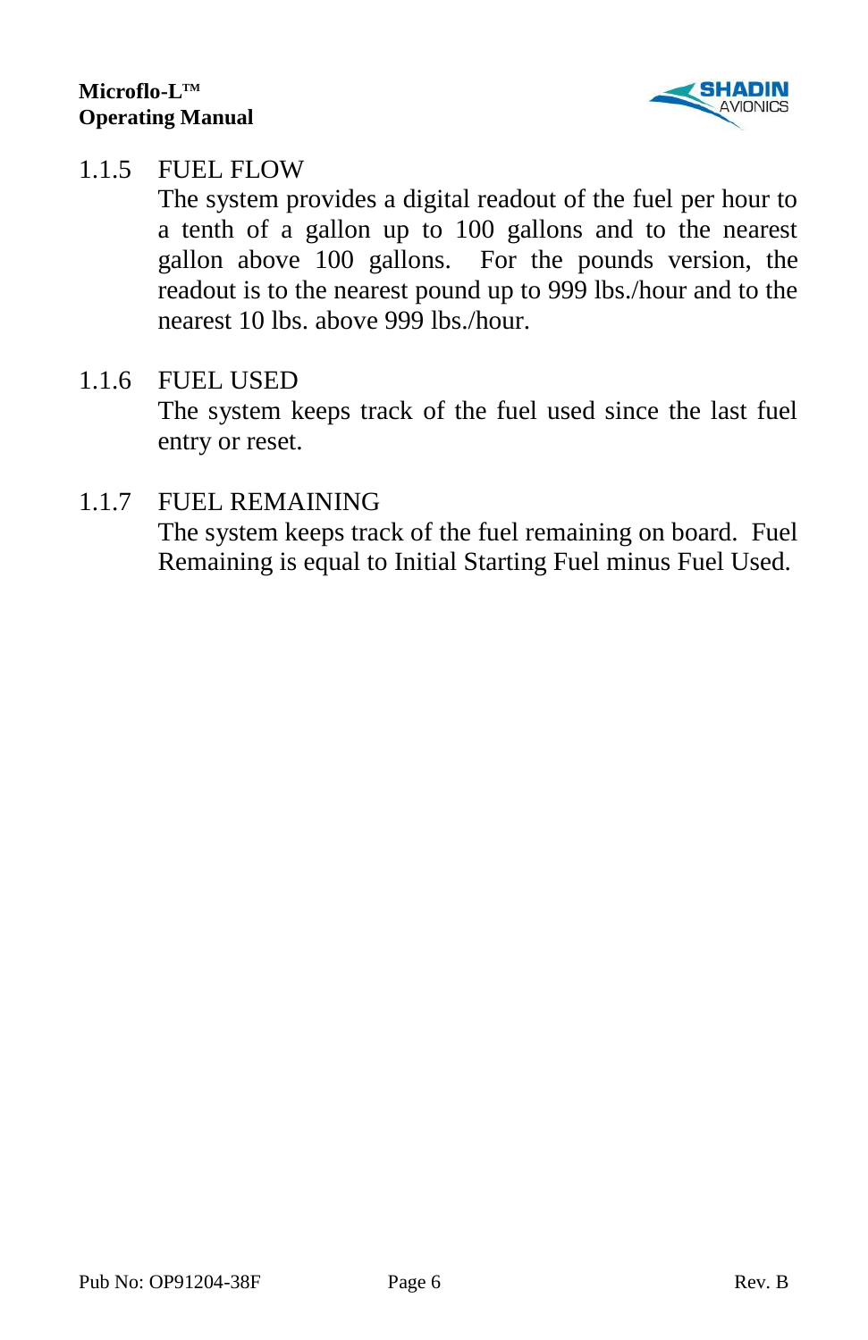### 1.1.5 FUEL FLOW

The system provides a digital readout of the fuel per hour to a tenth of a gallon up to 100 gallons and to the nearest gallon above 100 gallons. For the pounds version, the readout is to the nearest pound up to 999 lbs./hour and to the nearest 10 lbs. above 999 lbs./hour.

### 1.1.6 FUEL USED

The system keeps track of the fuel used since the last fuel entry or reset.

### 1.1.7 FUEL REMAINING

The system keeps track of the fuel remaining on board. Fuel Remaining is equal to Initial Starting Fuel minus Fuel Used.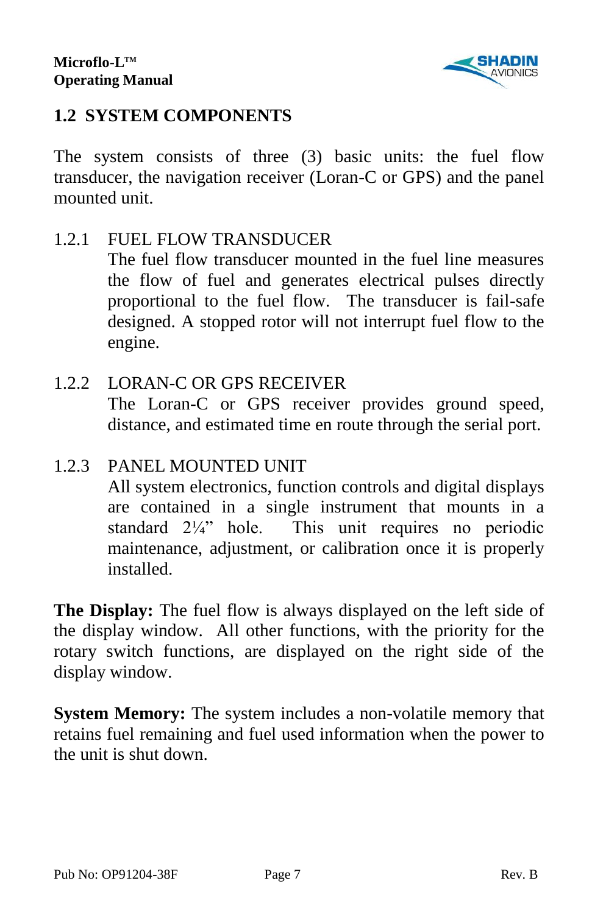## 1.2 SYSTEM COMPONENTS

The system consists of three (3) basic units: the fuel flow transducer, the navigation receiver (Loran-C or GPS) and the panel mounted unit.

### 1.2.1 FUEL FLOW TRANSDUCER

The fuel flow transducer mounted in the fuel line measures the flow of fuel and generates electrical pulses directly proportional to the fuel flow. The transducer is fail-safe designed. A stopped rotor will not interrupt fuel flow to the engine.

### 1.2.2 LORAN-C OR GPS RECEIVER

The Loran-C or GPS receiver provides ground speed, distance, and estimated time en route through the serial port.

### 1.2.3 PANEL MOUNTED UNIT

All system electronics, function controls and digital displays are contained in a single instrument that mounts in a standard 2¼" hole. This unit requires no periodic maintenance, adjustment, or calibration once it is properly installed.

**The Display:** The fuel flow is always displayed on the left side of the display window. All other functions, with the priority for the rotary switch functions, are displayed on the right side of the display window.

**System Memory:** The system includes a non-volatile memory that retains fuel remaining and fuel used information when the power to the unit is shut down.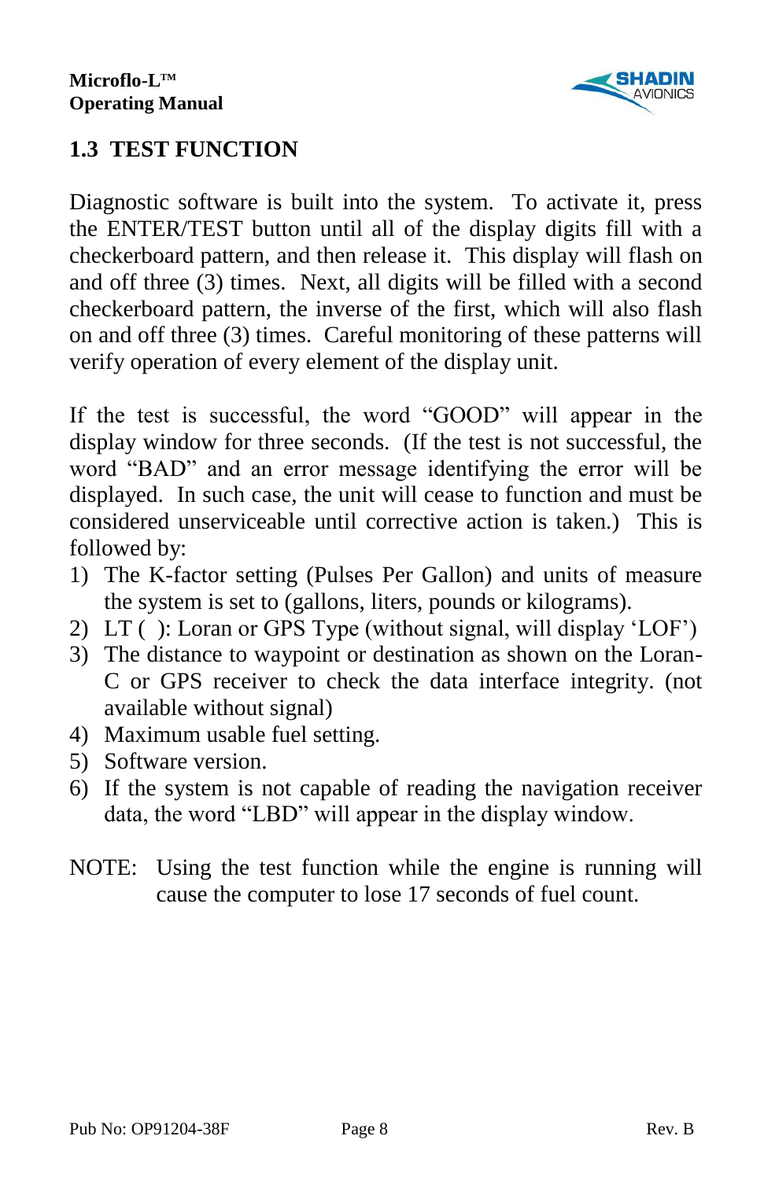## 1.3 TEST FUNCTION

Diagnostic software is built into the system. To activate it, press the ENTER/TEST button until all of the display digits fill with a checkerboard pattern, and then release it. This display will flash on and off three (3) times. Next, all digits will be filled with a second checkerboard pattern, the inverse of the first, which will also flash on and off three (3) times. Careful monitoring of these patterns will verify operation of every element of the display unit.

If the test is successful, the word "GOOD" will appear in the display window for three seconds. (If the test is not successful, the word "BAD" and an error message identifying the error will be displayed. In such case, the unit will cease to function and must be considered unserviceable until corrective action is taken.) This is followed by:

1) The K-factor setting (Pulses Per Gallon) and units of measure the system is set to (gallons, liters, pounds or kilograms).
2) LT ( ): Loran or GPS Type (without signal, will display 'LOF')
3) The distance to waypoint or destination as shown on the Loran-C or GPS receiver to check the data interface integrity. (not available without signal)
4) Maximum usable fuel setting.
5) Software version.
6) If the system is not capable of reading the navigation receiver data, the word "LBD" will appear in the display window.

NOTE: Using the test function while the engine is running will cause the computer to lose 17 seconds of fuel count.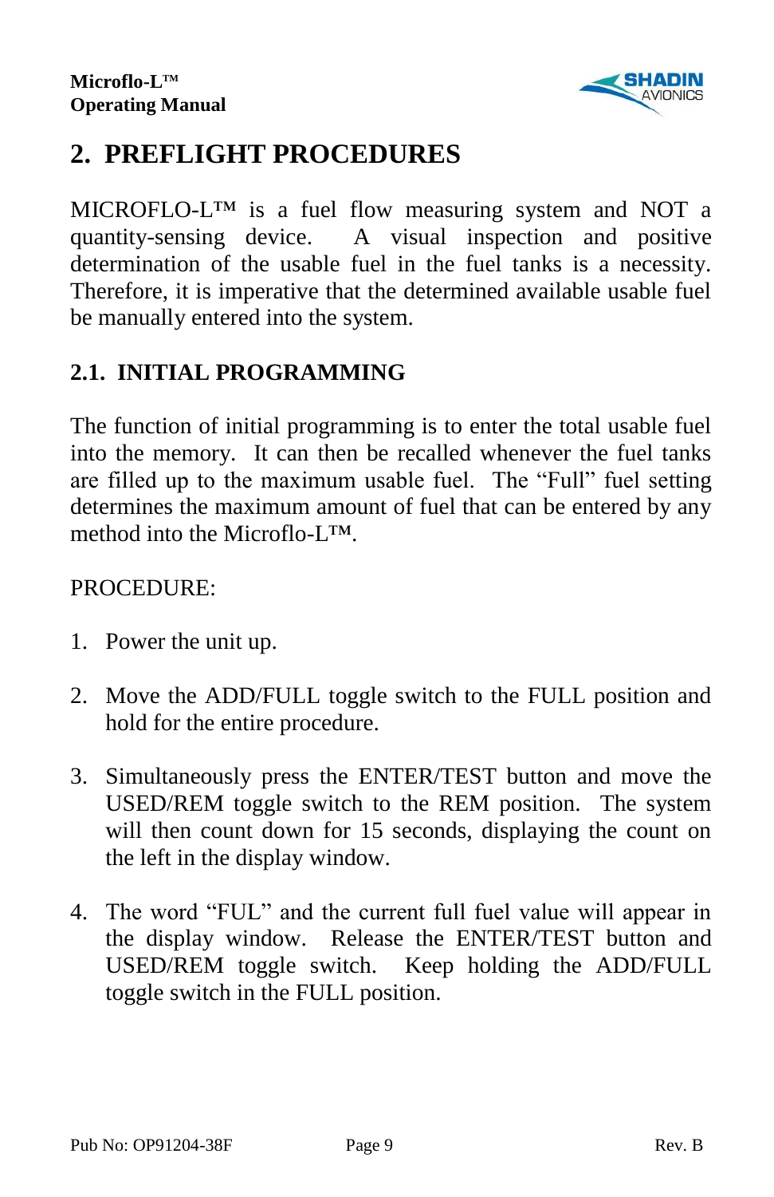## 2. PREFLIGHT PROCEDURES

MICROFLO-L™ is a fuel flow measuring system and NOT a quantity-sensing device. A visual inspection and positive determination of the usable fuel in the fuel tanks is a necessity. Therefore, it is imperative that the determined available usable fuel be manually entered into the system.

### 2.1. INITIAL PROGRAMMING

The function of initial programming is to enter the total usable fuel into the memory. It can then be recalled whenever the fuel tanks are filled up to the maximum usable fuel. The "Full" fuel setting determines the maximum amount of fuel that can be entered by any method into the Microflo-L™.

PROCEDURE:

1. Power the unit up.

2. Move the ADD/FULL toggle switch to the FULL position and hold for the entire procedure.

3. Simultaneously press the ENTER/TEST button and move the USED/REM toggle switch to the REM position. The system will then count down for 15 seconds, displaying the count on the left in the display window.

4. The word "FUL" and the current full fuel value will appear in the display window. Release the ENTER/TEST button and USED/REM toggle switch. Keep holding the ADD/FULL toggle switch in the FULL position.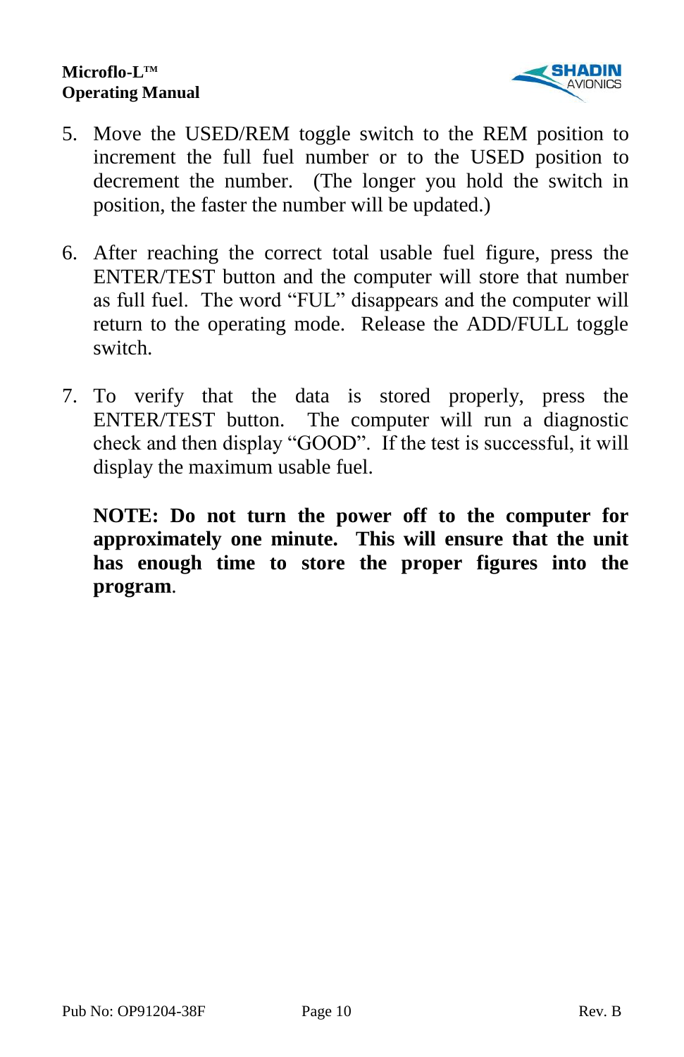5. Move the USED/REM toggle switch to the REM position to increment the full fuel number or to the USED position to decrement the number. (The longer you hold the switch in position, the faster the number will be updated.)

6. After reaching the correct total usable fuel figure, press the ENTER/TEST button and the computer will store that number as full fuel. The word “FUL” disappears and the computer will return to the operating mode. Release the ADD/FULL toggle switch.

7. To verify that the data is stored properly, press the ENTER/TEST button. The computer will run a diagnostic check and then display “GOOD”. If the test is successful, it will display the maximum usable fuel.

   **NOTE: Do not turn the power off to the computer for approximately one minute. This will ensure that the unit has enough time to store the proper figures into the program**.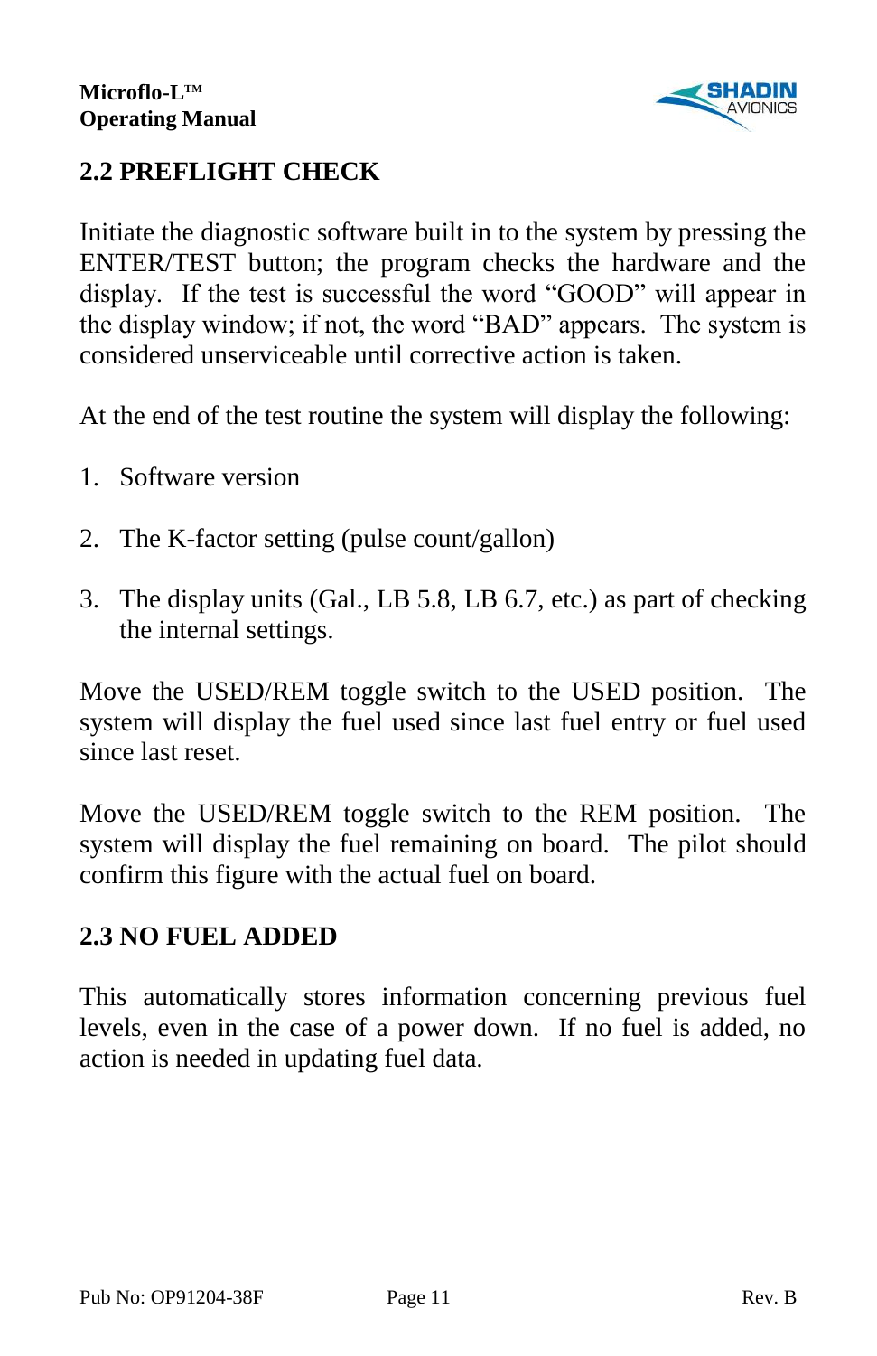## 2.2 PREFLIGHT CHECK

Initiate the diagnostic software built in to the system by pressing the ENTER/TEST button; the program checks the hardware and the display. If the test is successful the word “GOOD” will appear in the display window; if not, the word “BAD” appears. The system is considered unserviceable until corrective action is taken.

At the end of the test routine the system will display the following:

1. Software version
2. The K-factor setting (pulse count/gallon)
3. The display units (Gal., LB 5.8, LB 6.7, etc.) as part of checking the internal settings.

Move the USED/REM toggle switch to the USED position. The system will display the fuel used since last fuel entry or fuel used since last reset.

Move the USED/REM toggle switch to the REM position. The system will display the fuel remaining on board. The pilot should confirm this figure with the actual fuel on board.

## 2.3 NO FUEL ADDED

This automatically stores information concerning previous fuel levels, even in the case of a power down. If no fuel is added, no action is needed in updating fuel data.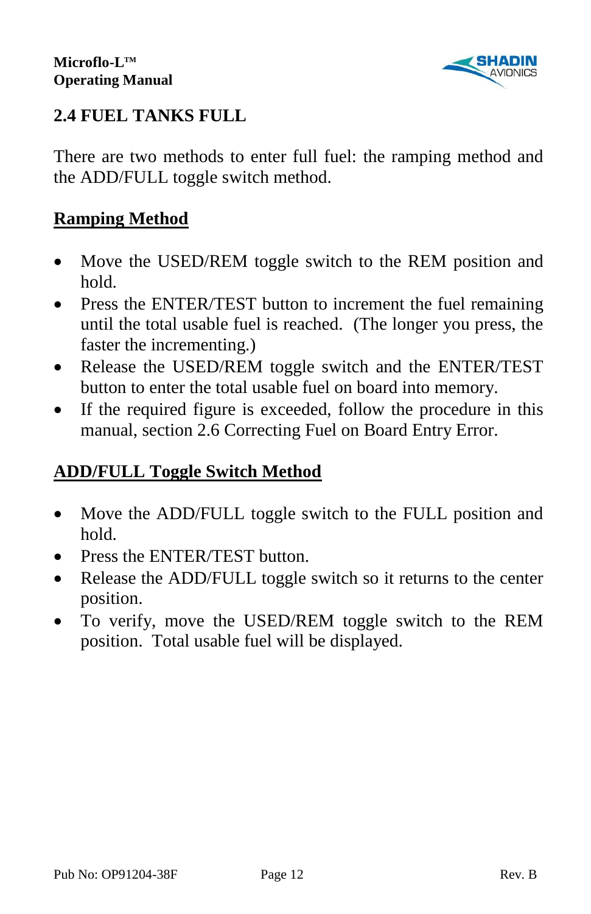## 2.4 FUEL TANKS FULL

There are two methods to enter full fuel: the ramping method and the ADD/FULL toggle switch method.

### Ramping Method

- Move the USED/REM toggle switch to the REM position and hold.
- Press the ENTER/TEST button to increment the fuel remaining until the total usable fuel is reached. (The longer you press, the faster the incrementing.)
- Release the USED/REM toggle switch and the ENTER/TEST button to enter the total usable fuel on board into memory.
- If the required figure is exceeded, follow the procedure in this manual, section 2.6 Correcting Fuel on Board Entry Error.

### ADD/FULL Toggle Switch Method

- Move the ADD/FULL toggle switch to the FULL position and hold.
- Press the ENTER/TEST button.
- Release the ADD/FULL toggle switch so it returns to the center position.
- To verify, move the USED/REM toggle switch to the REM position. Total usable fuel will be displayed.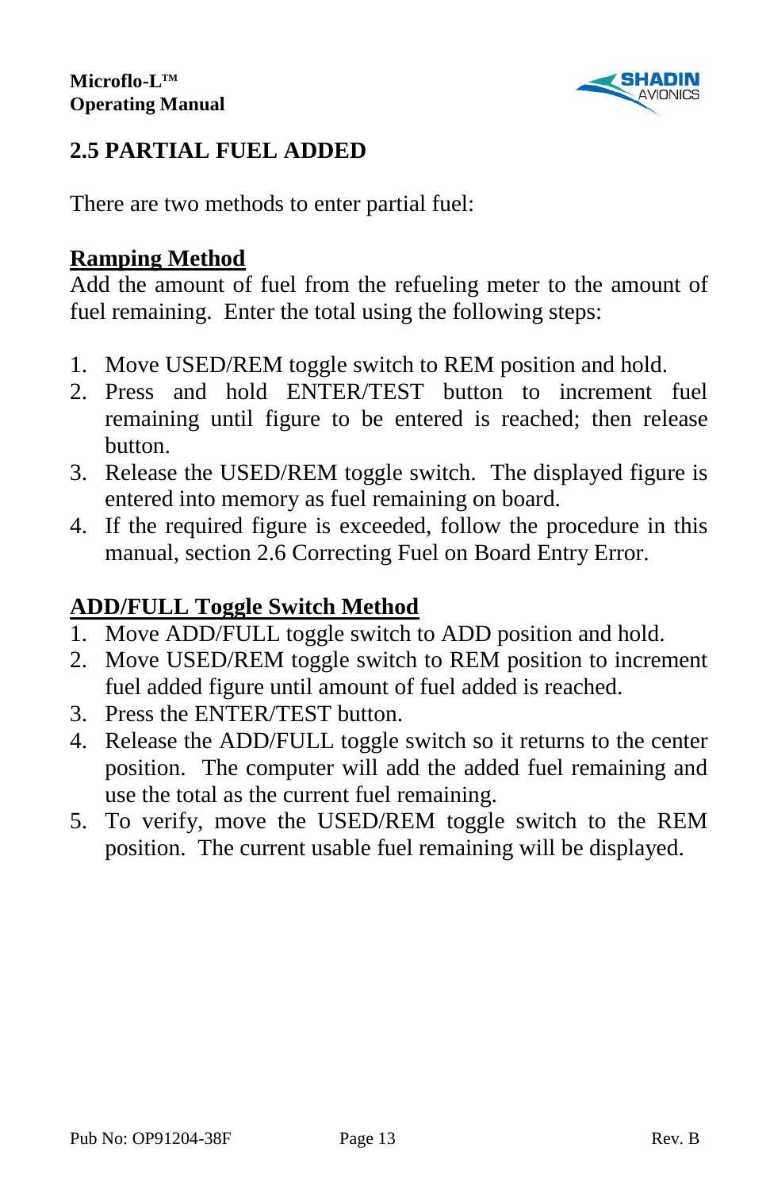## 2.5 PARTIAL FUEL ADDED

There are two methods to enter partial fuel:

**Ramping Method**

Add the amount of fuel from the refueling meter to the amount of fuel remaining. Enter the total using the following steps:

1. Move USED/REM toggle switch to REM position and hold.
2. Press and hold ENTER/TEST button to increment fuel remaining until figure to be entered is reached; then release button.
3. Release the USED/REM toggle switch. The displayed figure is entered into memory as fuel remaining on board.
4. If the required figure is exceeded, follow the procedure in this manual, section 2.6 Correcting Fuel on Board Entry Error.

**ADD/FULL Toggle Switch Method**

1. Move ADD/FULL toggle switch to ADD position and hold.
2. Move USED/REM toggle switch to REM position to increment fuel added figure until amount of fuel added is reached.
3. Press the ENTER/TEST button.
4. Release the ADD/FULL toggle switch so it returns to the center position. The computer will add the added fuel remaining and use the total as the current fuel remaining.
5. To verify, move the USED/REM toggle switch to the REM position. The current usable fuel remaining will be displayed.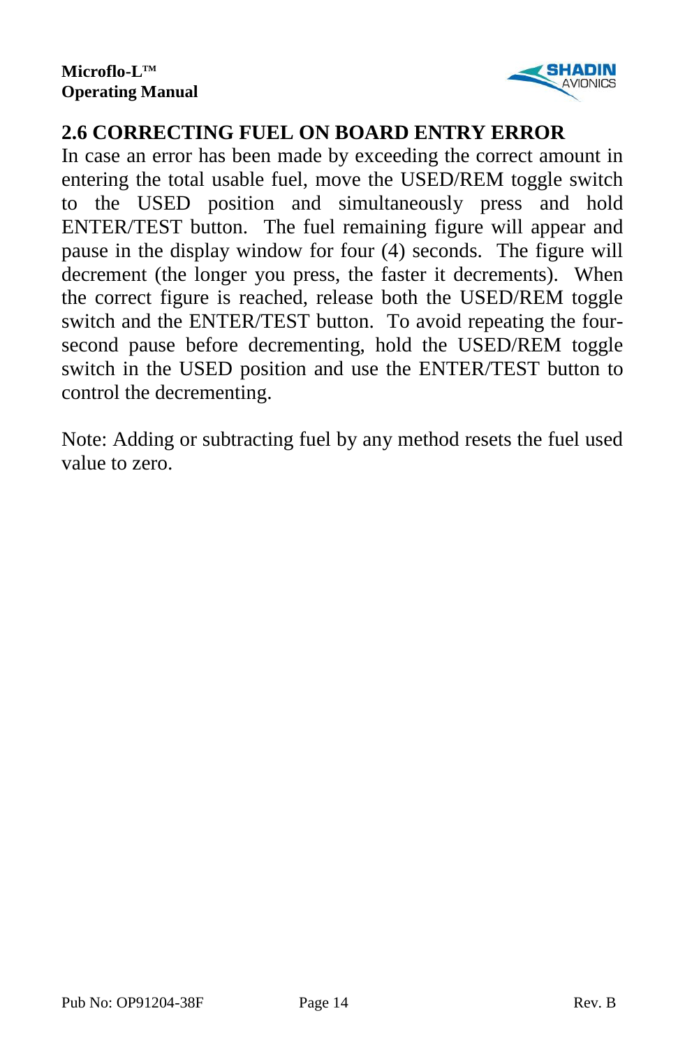## 2.6 CORRECTING FUEL ON BOARD ENTRY ERROR

In case an error has been made by exceeding the correct amount in entering the total usable fuel, move the USED/REM toggle switch to the USED position and simultaneously press and hold ENTER/TEST button. The fuel remaining figure will appear and pause in the display window for four (4) seconds. The figure will decrement (the longer you press, the faster it decrements). When the correct figure is reached, release both the USED/REM toggle switch and the ENTER/TEST button. To avoid repeating the four-second pause before decrementing, hold the USED/REM toggle switch in the USED position and use the ENTER/TEST button to control the decrementing.

Note: Adding or subtracting fuel by any method resets the fuel used value to zero.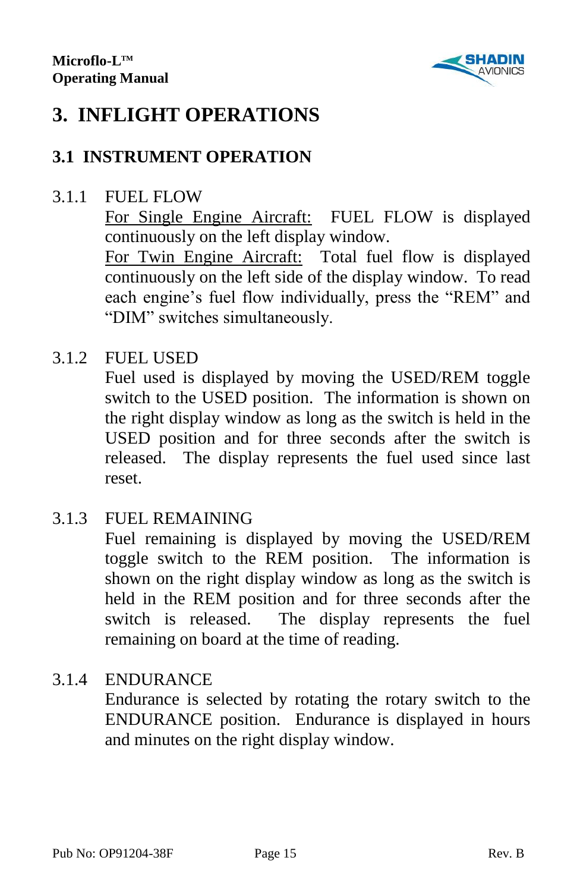# 3. INFLIGHT OPERATIONS

## 3.1 INSTRUMENT OPERATION

### 3.1.1 FUEL FLOW

For Single Engine Aircraft: FUEL FLOW is displayed continuously on the left display window.

For Twin Engine Aircraft: Total fuel flow is displayed continuously on the left side of the display window. To read each engine's fuel flow individually, press the "REM" and "DIM" switches simultaneously.

### 3.1.2 FUEL USED

Fuel used is displayed by moving the USED/REM toggle switch to the USED position. The information is shown on the right display window as long as the switch is held in the USED position and for three seconds after the switch is released. The display represents the fuel used since last reset.

### 3.1.3 FUEL REMAINING

Fuel remaining is displayed by moving the USED/REM toggle switch to the REM position. The information is shown on the right display window as long as the switch is held in the REM position and for three seconds after the switch is released. The display represents the fuel remaining on board at the time of reading.

### 3.1.4 ENDURANCE

Endurance is selected by rotating the rotary switch to the ENDURANCE position. Endurance is displayed in hours and minutes on the right display window.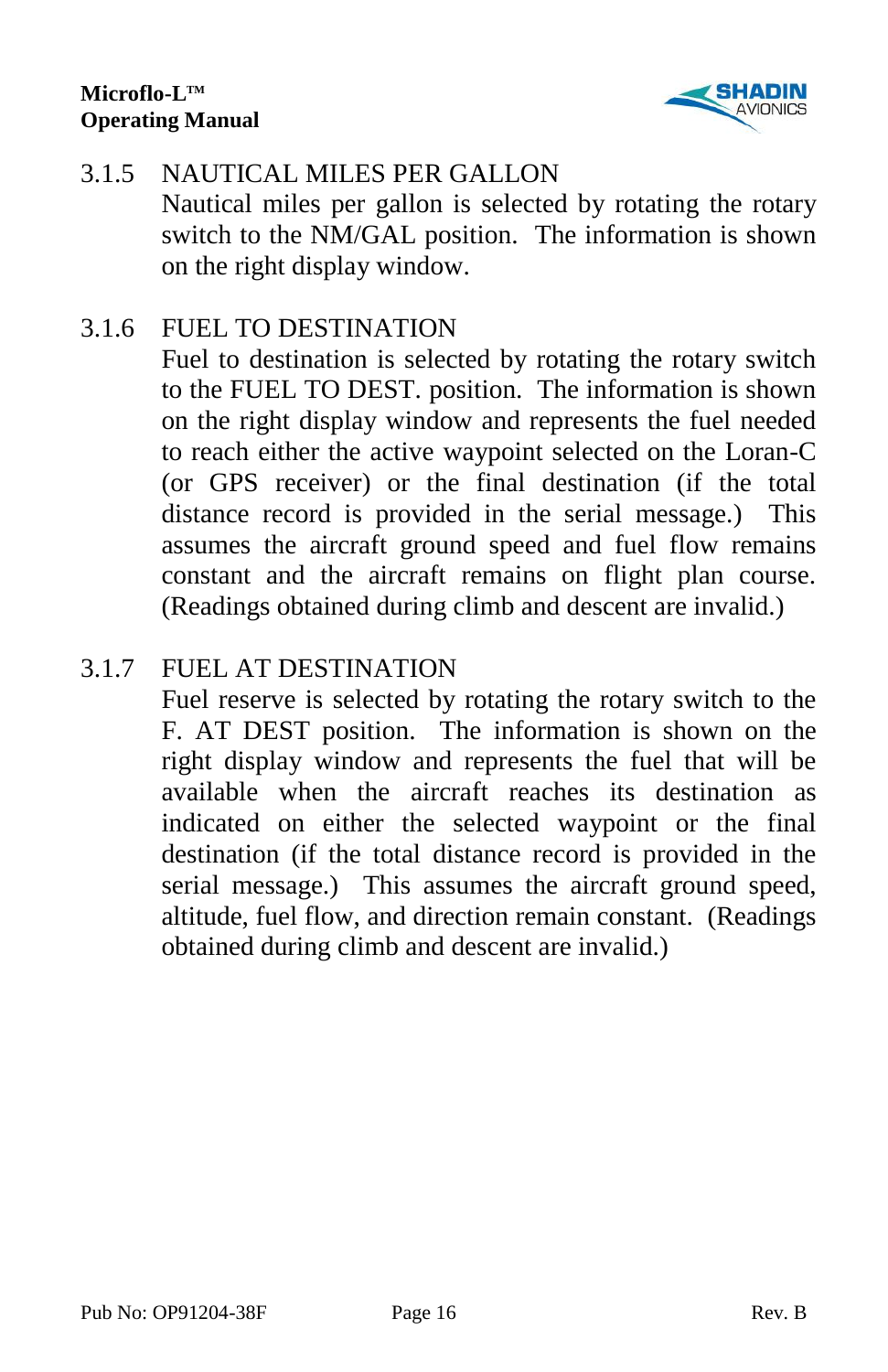### 3.1.5 NAUTICAL MILES PER GALLON

Nautical miles per gallon is selected by rotating the rotary switch to the NM/GAL position. The information is shown on the right display window.

### 3.1.6 FUEL TO DESTINATION

Fuel to destination is selected by rotating the rotary switch to the FUEL TO DEST. position. The information is shown on the right display window and represents the fuel needed to reach either the active waypoint selected on the Loran-C (or GPS receiver) or the final destination (if the total distance record is provided in the serial message.) This assumes the aircraft ground speed and fuel flow remains constant and the aircraft remains on flight plan course. (Readings obtained during climb and descent are invalid.)

### 3.1.7 FUEL AT DESTINATION

Fuel reserve is selected by rotating the rotary switch to the F. AT DEST position. The information is shown on the right display window and represents the fuel that will be available when the aircraft reaches its destination as indicated on either the selected waypoint or the final destination (if the total distance record is provided in the serial message.) This assumes the aircraft ground speed, altitude, fuel flow, and direction remain constant. (Readings obtained during climb and descent are invalid.)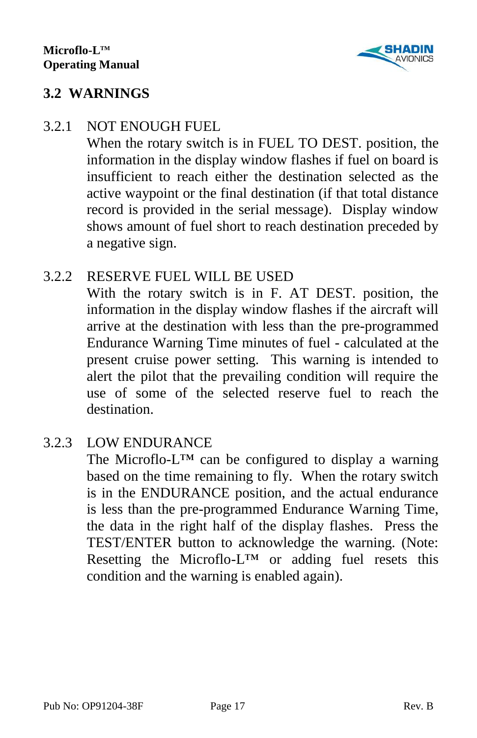## 3.2 WARNINGS

### 3.2.1 NOT ENOUGH FUEL

When the rotary switch is in FUEL TO DEST. position, the information in the display window flashes if fuel on board is insufficient to reach either the destination selected as the active waypoint or the final destination (if that total distance record is provided in the serial message). Display window shows amount of fuel short to reach destination preceded by a negative sign.

### 3.2.2 RESERVE FUEL WILL BE USED

With the rotary switch is in F. AT DEST. position, the information in the display window flashes if the aircraft will arrive at the destination with less than the pre-programmed Endurance Warning Time minutes of fuel - calculated at the present cruise power setting. This warning is intended to alert the pilot that the prevailing condition will require the use of some of the selected reserve fuel to reach the destination.

### 3.2.3 LOW ENDURANCE

The Microflo-L™ can be configured to display a warning based on the time remaining to fly. When the rotary switch is in the ENDURANCE position, and the actual endurance is less than the pre-programmed Endurance Warning Time, the data in the right half of the display flashes. Press the TEST/ENTER button to acknowledge the warning. (Note: Resetting the Microflo-L™ or adding fuel resets this condition and the warning is enabled again).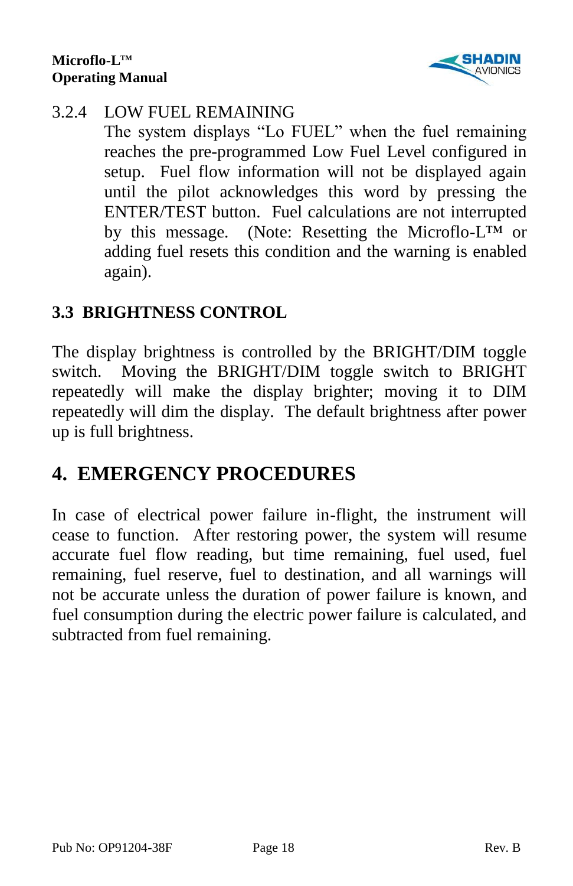#### 3.2.4 LOW FUEL REMAINING

The system displays “Lo FUEL” when the fuel remaining reaches the pre-programmed Low Fuel Level configured in setup. Fuel flow information will not be displayed again until the pilot acknowledges this word by pressing the ENTER/TEST button. Fuel calculations are not interrupted by this message. (Note: Resetting the Microflo-L™ or adding fuel resets this condition and the warning is enabled again).

### 3.3 BRIGHTNESS CONTROL

The display brightness is controlled by the BRIGHT/DIM toggle switch. Moving the BRIGHT/DIM toggle switch to BRIGHT repeatedly will make the display brighter; moving it to DIM repeatedly will dim the display. The default brightness after power up is full brightness.

## 4. EMERGENCY PROCEDURES

In case of electrical power failure in-flight, the instrument will cease to function. After restoring power, the system will resume accurate fuel flow reading, but time remaining, fuel used, fuel remaining, fuel reserve, fuel to destination, and all warnings will not be accurate unless the duration of power failure is known, and fuel consumption during the electric power failure is calculated, and subtracted from fuel remaining.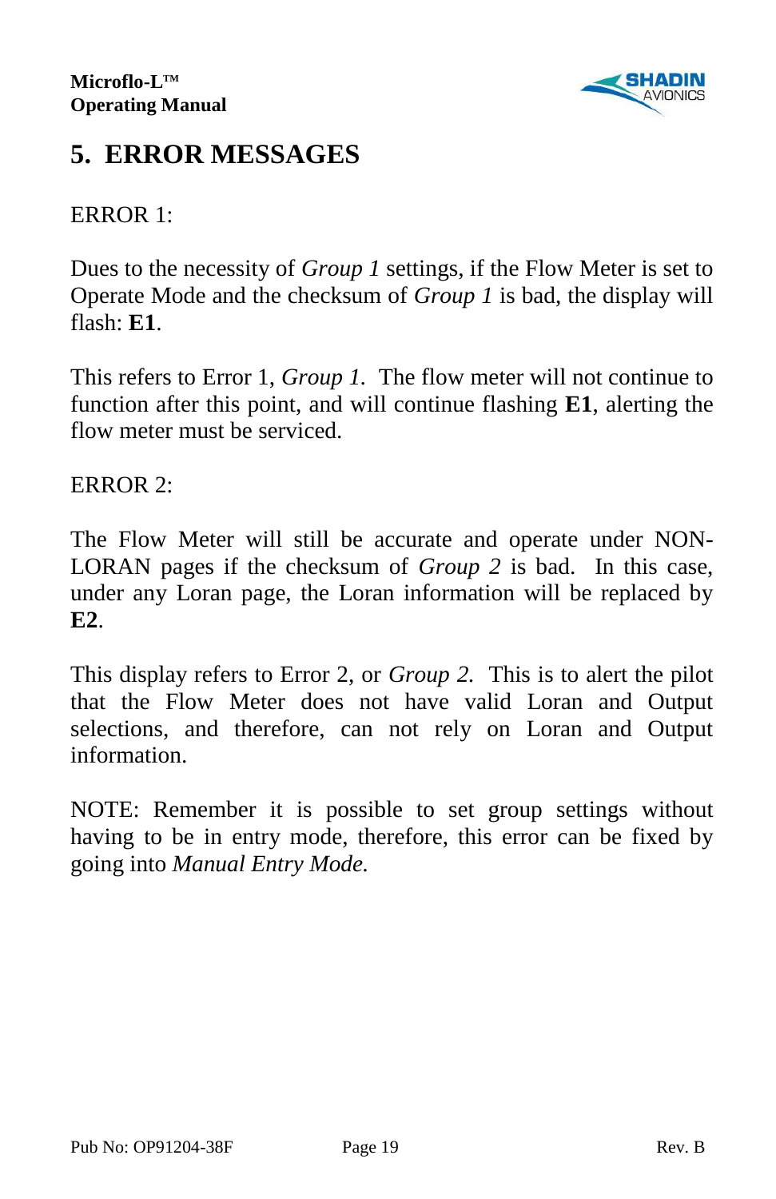# 5. ERROR MESSAGES

ERROR 1:

Dues to the necessity of *Group 1* settings, if the Flow Meter is set to Operate Mode and the checksum of *Group 1* is bad, the display will flash: **E1**.

This refers to Error 1, *Group 1*. The flow meter will not continue to function after this point, and will continue flashing **E1**, alerting the flow meter must be serviced.

ERROR 2:

The Flow Meter will still be accurate and operate under NON-LORAN pages if the checksum of *Group 2* is bad. In this case, under any Loran page, the Loran information will be replaced by **E2**.

This display refers to Error 2, or *Group 2*. This is to alert the pilot that the Flow Meter does not have valid Loran and Output selections, and therefore, can not rely on Loran and Output information.

NOTE: Remember it is possible to set group settings without having to be in entry mode, therefore, this error can be fixed by going into *Manual Entry Mode.*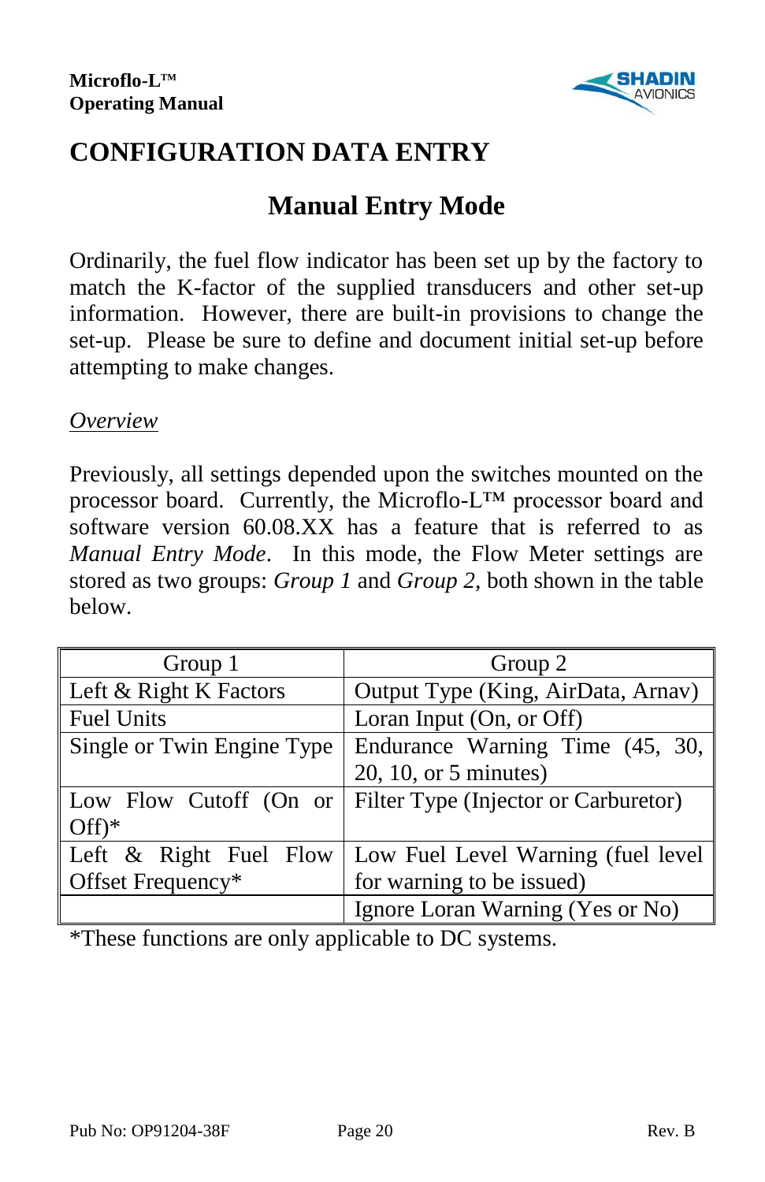# CONFIGURATION DATA ENTRY

## Manual Entry Mode

Ordinarily, the fuel flow indicator has been set up by the factory to match the K-factor of the supplied transducers and other set-up information. However, there are built-in provisions to change the set-up. Please be sure to define and document initial set-up before attempting to make changes.

*Overview*

Previously, all settings depended upon the switches mounted on the processor board. Currently, the Microflo-L™ processor board and software version 60.08.XX has a feature that is referred to as *Manual Entry Mode*. In this mode, the Flow Meter settings are stored as two groups: *Group 1* and *Group 2*, both shown in the table below.

| Group 1 | Group 2 |
|---|---|
| Left & Right K Factors | Output Type (King, AirData, Arnav) |
| Fuel Units | Loran Input (On, or Off) |
| Single or Twin Engine Type | Endurance Warning Time (45, 30, 20, 10, or 5 minutes) |
| Low Flow Cutoff (On or Off)* | Filter Type (Injector or Carburetor) |
| Left & Right Fuel Flow Offset Frequency* | Low Fuel Level Warning (fuel level for warning to be issued) |
| | Ignore Loran Warning (Yes or No) |

*These functions are only applicable to DC systems.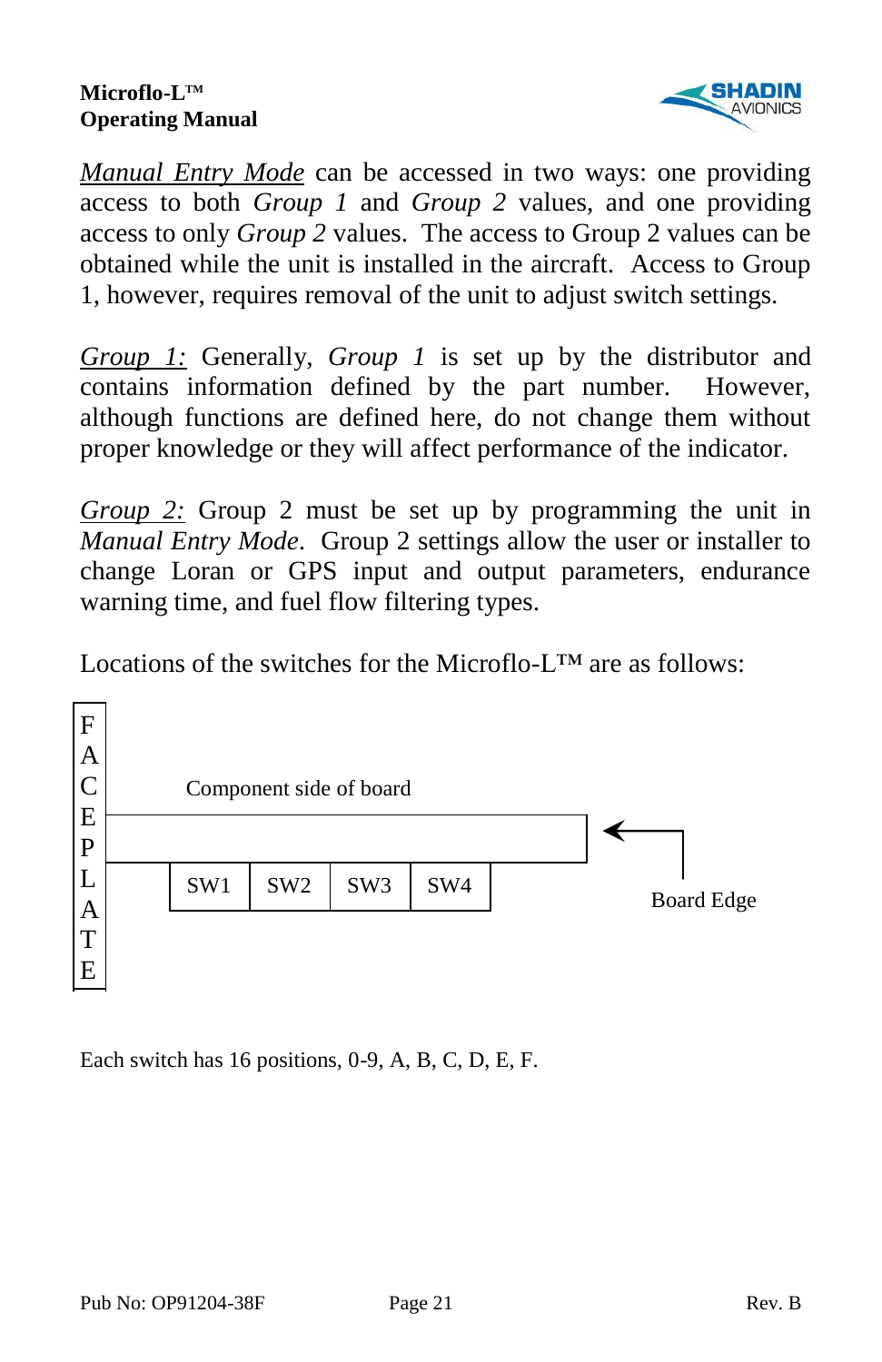*Manual Entry Mode* can be accessed in two ways: one providing access to both *Group 1* and *Group 2* values, and one providing access to only *Group 2* values. The access to Group 2 values can be obtained while the unit is installed in the aircraft. Access to Group 1, however, requires removal of the unit to adjust switch settings.

*Group 1:* Generally, *Group 1* is set up by the distributor and contains information defined by the part number. However, although functions are defined here, do not change them without proper knowledge or they will affect performance of the indicator.

*Group 2:* Group 2 must be set up by programming the unit in *Manual Entry Mode*. Group 2 settings allow the user or installer to change Loran or GPS input and output parameters, endurance warning time, and fuel flow filtering types.

Locations of the switches for the Microflo-L™ are as follows:

FACEPLATE

Component side of board

| SW1 | SW2 | SW3 | SW4 |
|---|---|---|---|

Board Edge

Each switch has 16 positions, 0-9, A, B, C, D, E, F.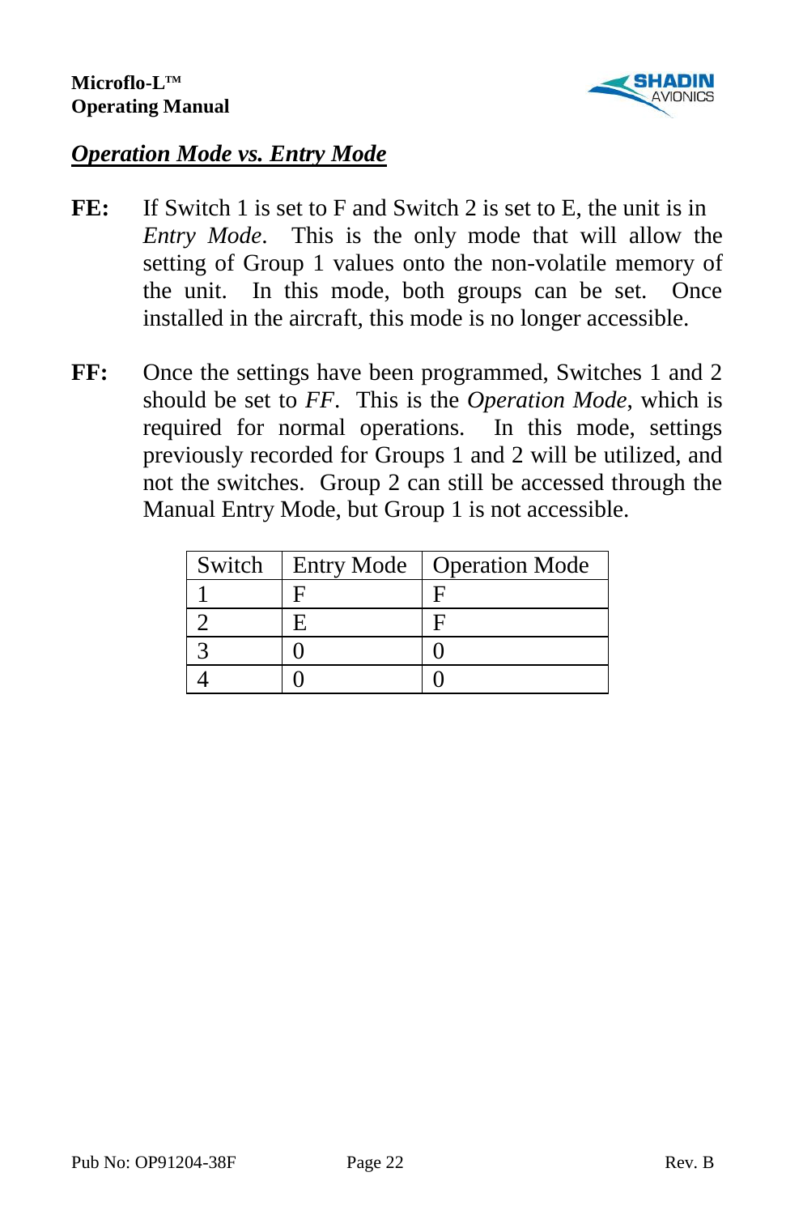## ***Operation Mode vs. Entry Mode***

**FE:** If Switch 1 is set to F and Switch 2 is set to E, the unit is in *Entry Mode*. This is the only mode that will allow the setting of Group 1 values onto the non-volatile memory of the unit. In this mode, both groups can be set. Once installed in the aircraft, this mode is no longer accessible.

**FF:** Once the settings have been programmed, Switches 1 and 2 should be set to *FF*. This is the *Operation Mode*, which is required for normal operations. In this mode, settings previously recorded for Groups 1 and 2 will be utilized, and not the switches. Group 2 can still be accessed through the Manual Entry Mode, but Group 1 is not accessible.

| Switch | Entry Mode | Operation Mode |
|---|---|---|
| 1 | F | F |
| 2 | E | F |
| 3 | 0 | 0 |
| 4 | 0 | 0 |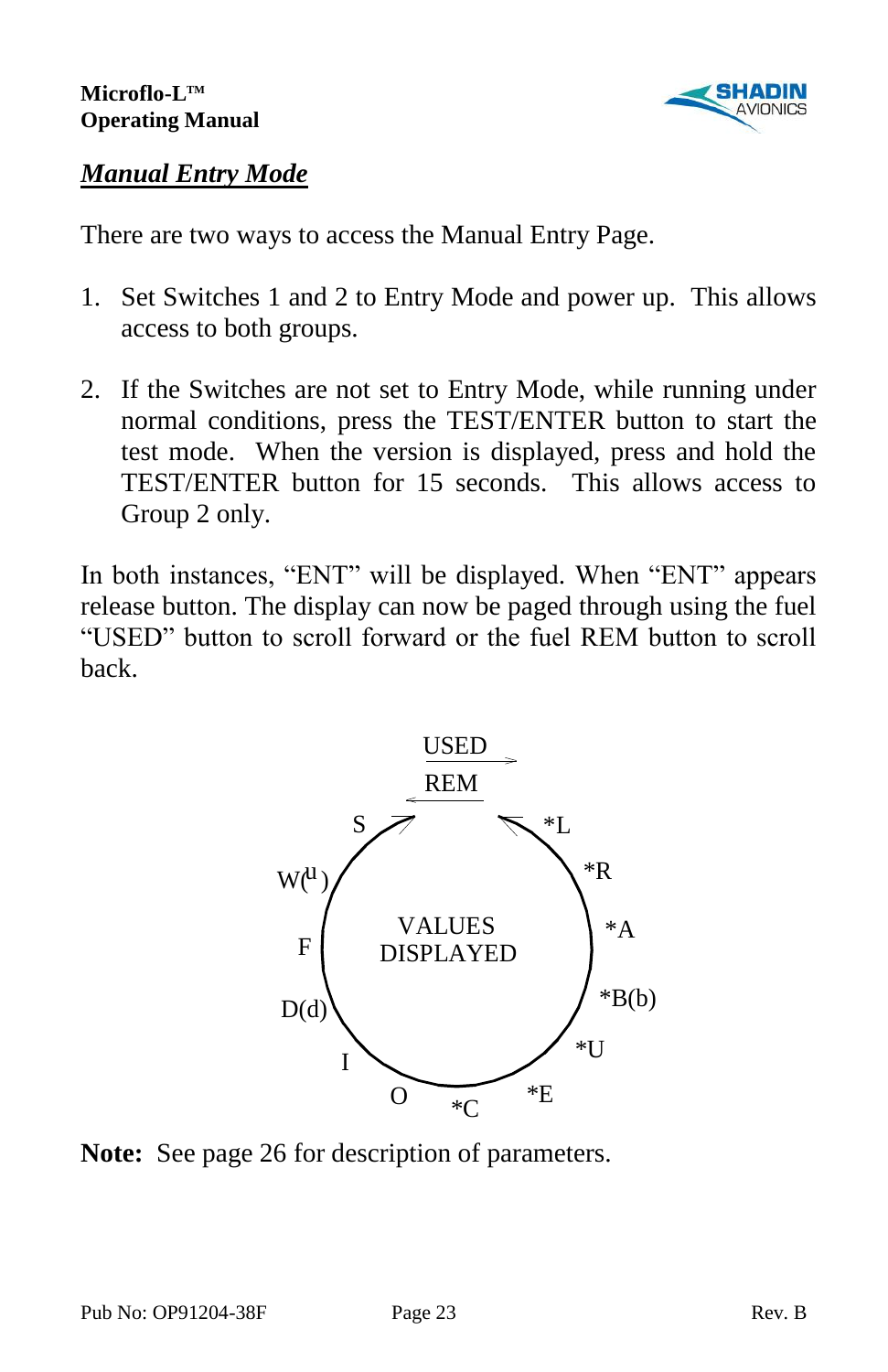## Manual Entry Mode

There are two ways to access the Manual Entry Page.

1. Set Switches 1 and 2 to Entry Mode and power up. This allows access to both groups.

2. If the Switches are not set to Entry Mode, while running under normal conditions, press the TEST/ENTER button to start the test mode. When the version is displayed, press and hold the TEST/ENTER button for 15 seconds. This allows access to Group 2 only.

In both instances, "ENT" will be displayed. When "ENT" appears release button. The display can now be paged through using the fuel "USED" button to scroll forward or the fuel REM button to scroll back.

USED →

← REM

VALUES DISPLAYED

S, \*L, \*R, \*A, \*B(b), \*U, \*E, \*C, O, I, D(d), F, W(u)

**Note:** See page 26 for description of parameters.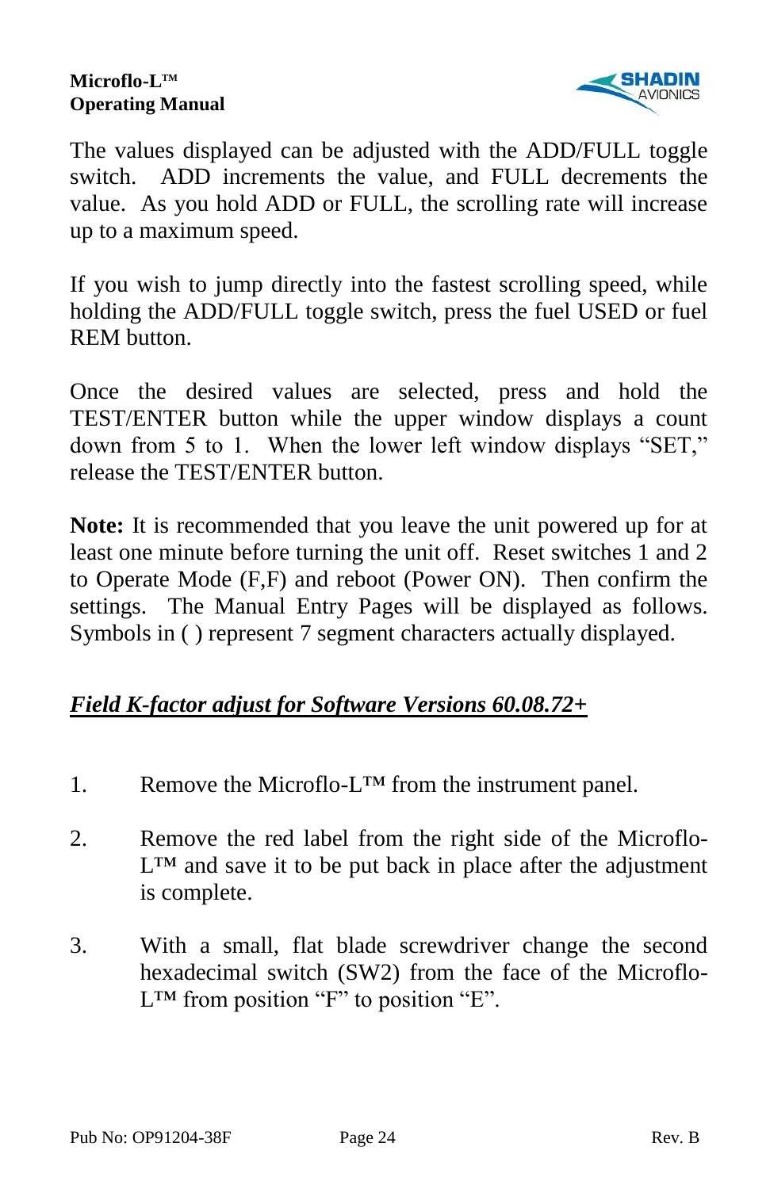The values displayed can be adjusted with the ADD/FULL toggle switch. ADD increments the value, and FULL decrements the value. As you hold ADD or FULL, the scrolling rate will increase up to a maximum speed.

If you wish to jump directly into the fastest scrolling speed, while holding the ADD/FULL toggle switch, press the fuel USED or fuel REM button.

Once the desired values are selected, press and hold the TEST/ENTER button while the upper window displays a count down from 5 to 1. When the lower left window displays "SET," release the TEST/ENTER button.

**Note:** It is recommended that you leave the unit powered up for at least one minute before turning the unit off. Reset switches 1 and 2 to Operate Mode (F,F) and reboot (Power ON). Then confirm the settings. The Manual Entry Pages will be displayed as follows. Symbols in ( ) represent 7 segment characters actually displayed.

## ***Field K-factor adjust for Software Versions 60.08.72+***

1. Remove the Microflo-L™ from the instrument panel.

2. Remove the red label from the right side of the Microflo-L™ and save it to be put back in place after the adjustment is complete.

3. With a small, flat blade screwdriver change the second hexadecimal switch (SW2) from the face of the Microflo-L™ from position "F" to position "E".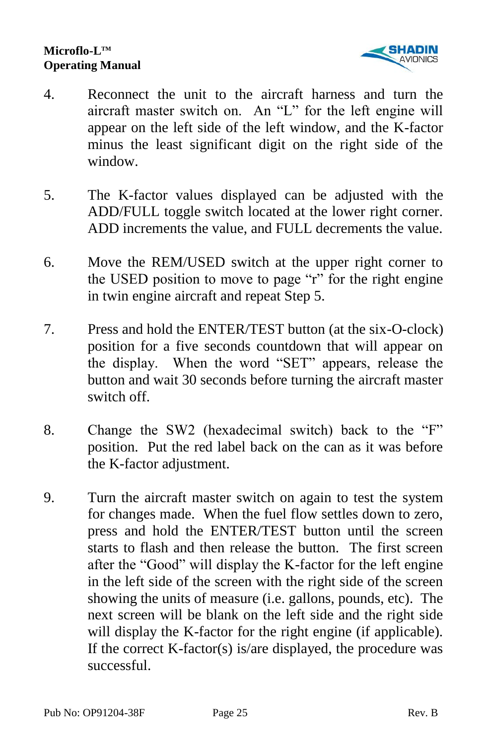4. Reconnect the unit to the aircraft harness and turn the aircraft master switch on. An “L” for the left engine will appear on the left side of the left window, and the K-factor minus the least significant digit on the right side of the window.

5. The K-factor values displayed can be adjusted with the ADD/FULL toggle switch located at the lower right corner. ADD increments the value, and FULL decrements the value.

6. Move the REM/USED switch at the upper right corner to the USED position to move to page “r” for the right engine in twin engine aircraft and repeat Step 5.

7. Press and hold the ENTER/TEST button (at the six-O-clock) position for a five seconds countdown that will appear on the display. When the word “SET” appears, release the button and wait 30 seconds before turning the aircraft master switch off.

8. Change the SW2 (hexadecimal switch) back to the “F” position. Put the red label back on the can as it was before the K-factor adjustment.

9. Turn the aircraft master switch on again to test the system for changes made. When the fuel flow settles down to zero, press and hold the ENTER/TEST button until the screen starts to flash and then release the button. The first screen after the “Good” will display the K-factor for the left engine in the left side of the screen with the right side of the screen showing the units of measure (i.e. gallons, pounds, etc). The next screen will be blank on the left side and the right side will display the K-factor for the right engine (if applicable). If the correct K-factor(s) is/are displayed, the procedure was successful.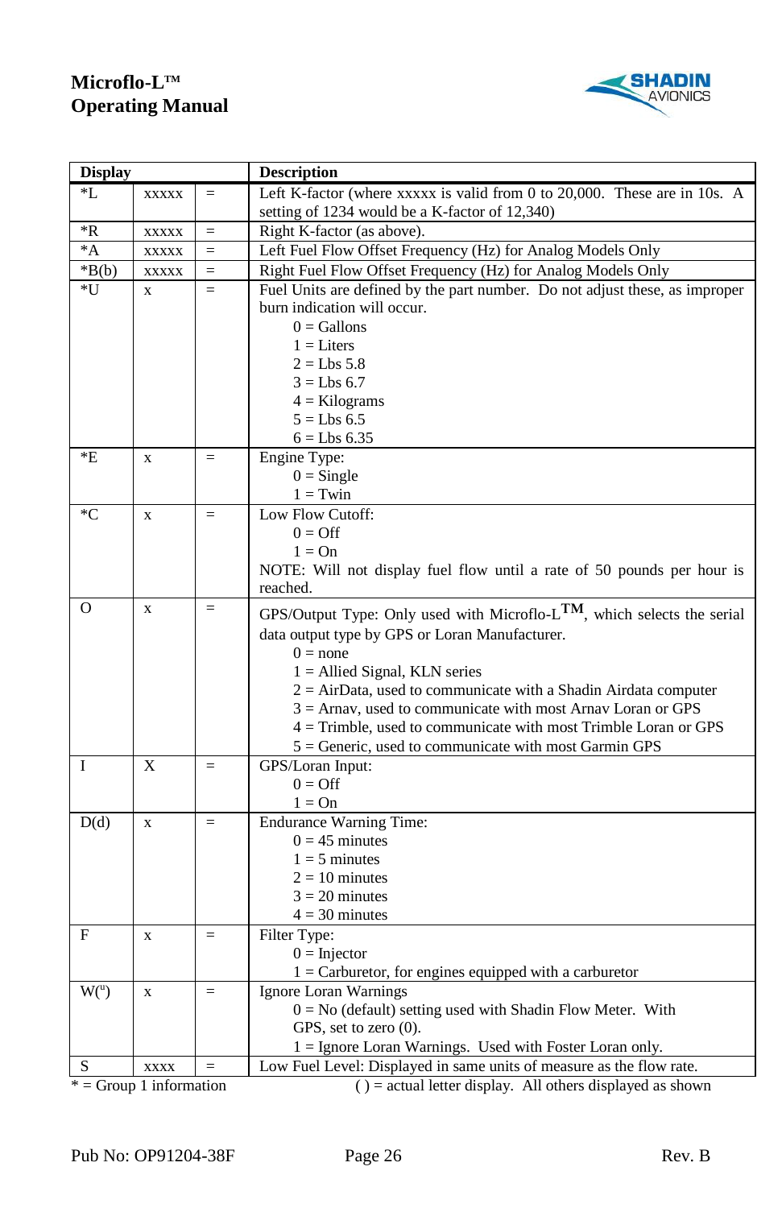| Display | | | Description |
|---|---|---|---|
| *L | xxxxx | = | Left K-factor (where xxxxx is valid from 0 to 20,000. These are in 10s. A setting of 1234 would be a K-factor of 12,340) |
| *R | xxxxx | = | Right K-factor (as above). |
| *A | xxxxx | = | Left Fuel Flow Offset Frequency (Hz) for Analog Models Only |
| *B(b) | xxxxx | = | Right Fuel Flow Offset Frequency (Hz) for Analog Models Only |
| *U | x | = | Fuel Units are defined by the part number. Do not adjust these, as improper burn indication will occur.<br>0 = Gallons<br>1 = Liters<br>2 = Lbs 5.8<br>3 = Lbs 6.7<br>4 = Kilograms<br>5 = Lbs 6.5<br>6 = Lbs 6.35 |
| *E | x | = | Engine Type:<br>0 = Single<br>1 = Twin |
| *C | x | = | Low Flow Cutoff:<br>0 = Off<br>1 = On<br>NOTE: Will not display fuel flow until a rate of 50 pounds per hour is reached. |
| O | x | = | GPS/Output Type: Only used with Microflo-L™, which selects the serial data output type by GPS or Loran Manufacturer.<br>0 = none<br>1 = Allied Signal, KLN series<br>2 = AirData, used to communicate with a Shadin Airdata computer<br>3 = Arnav, used to communicate with most Arnav Loran or GPS<br>4 = Trimble, used to communicate with most Trimble Loran or GPS<br>5 = Generic, used to communicate with most Garmin GPS |
| I | X | = | GPS/Loran Input:<br>0 = Off<br>1 = On |
| D(d) | x | = | Endurance Warning Time:<br>0 = 45 minutes<br>1 = 5 minutes<br>2 = 10 minutes<br>3 = 20 minutes<br>4 = 30 minutes |
| F | x | = | Filter Type:<br>0 = Injector<br>1 = Carburetor, for engines equipped with a carburetor |
| W(ᵘ) | x | = | Ignore Loran Warnings<br>0 = No (default) setting used with Shadin Flow Meter. With GPS, set to zero (0).<br>1 = Ignore Loran Warnings. Used with Foster Loran only. |
| S | xxxx | = | Low Fuel Level: Displayed in same units of measure as the flow rate. |

* = Group 1 information ( ) = actual letter display. All others displayed as shown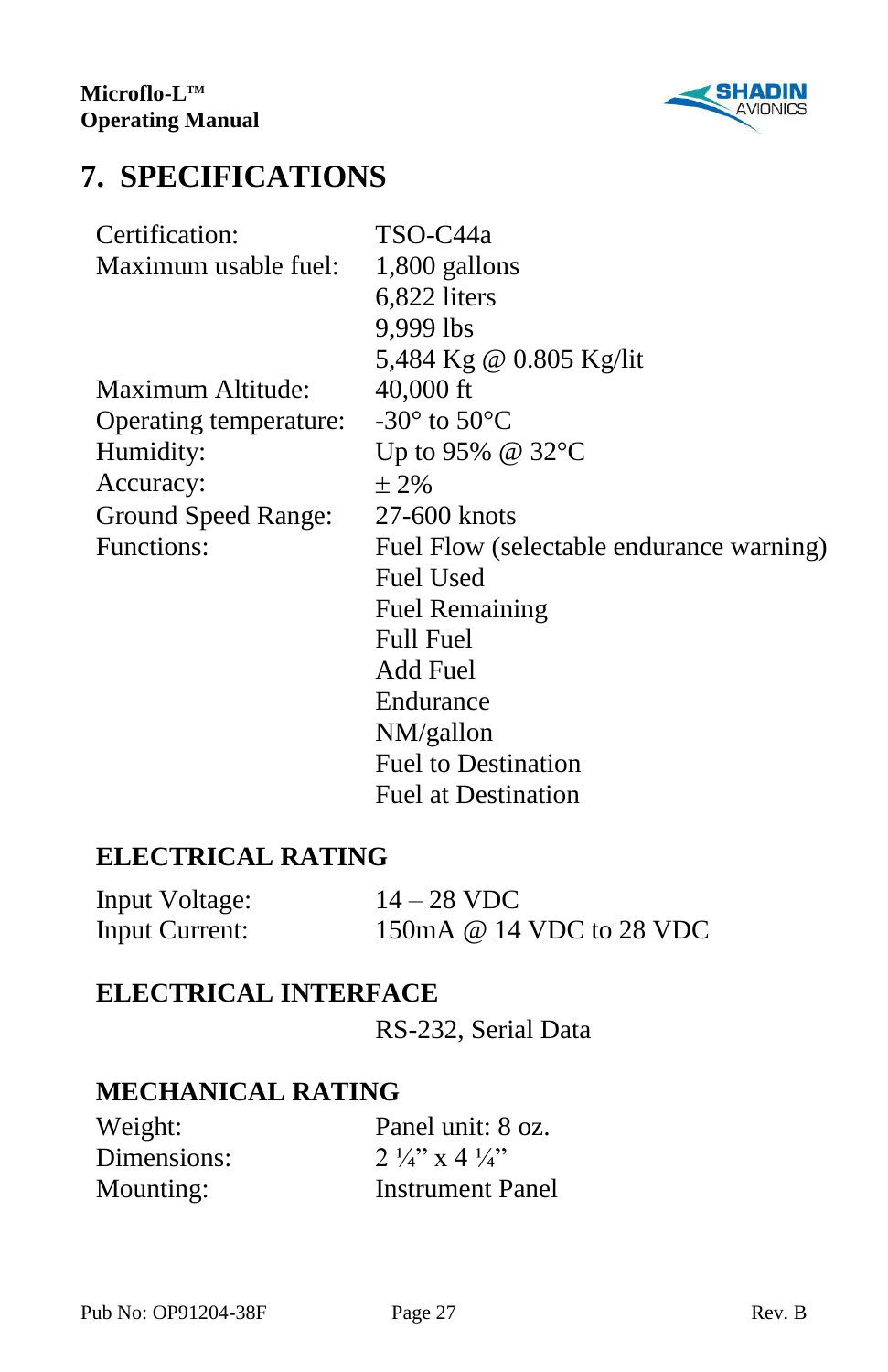# 7. SPECIFICATIONS

| | |
|---|---|
| Certification: | TSO-C44a |
| Maximum usable fuel: | 1,800 gallons |
| | 6,822 liters |
| | 9,999 lbs |
| | 5,484 Kg @ 0.805 Kg/lit |
| Maximum Altitude: | 40,000 ft |
| Operating temperature: | -30° to 50°C |
| Humidity: | Up to 95% @ 32°C |
| Accuracy: | ± 2% |
| Ground Speed Range: | 27-600 knots |
| Functions: | Fuel Flow (selectable endurance warning) |
| | Fuel Used |
| | Fuel Remaining |
| | Full Fuel |
| | Add Fuel |
| | Endurance |
| | NM/gallon |
| | Fuel to Destination |
| | Fuel at Destination |

## ELECTRICAL RATING

| | |
|---|---|
| Input Voltage: | 14 – 28 VDC |
| Input Current: | 150mA @ 14 VDC to 28 VDC |

## ELECTRICAL INTERFACE

RS-232, Serial Data

## MECHANICAL RATING

| | |
|---|---|
| Weight: | Panel unit: 8 oz. |
| Dimensions: | 2 ¼" x 4 ¼" |
| Mounting: | Instrument Panel |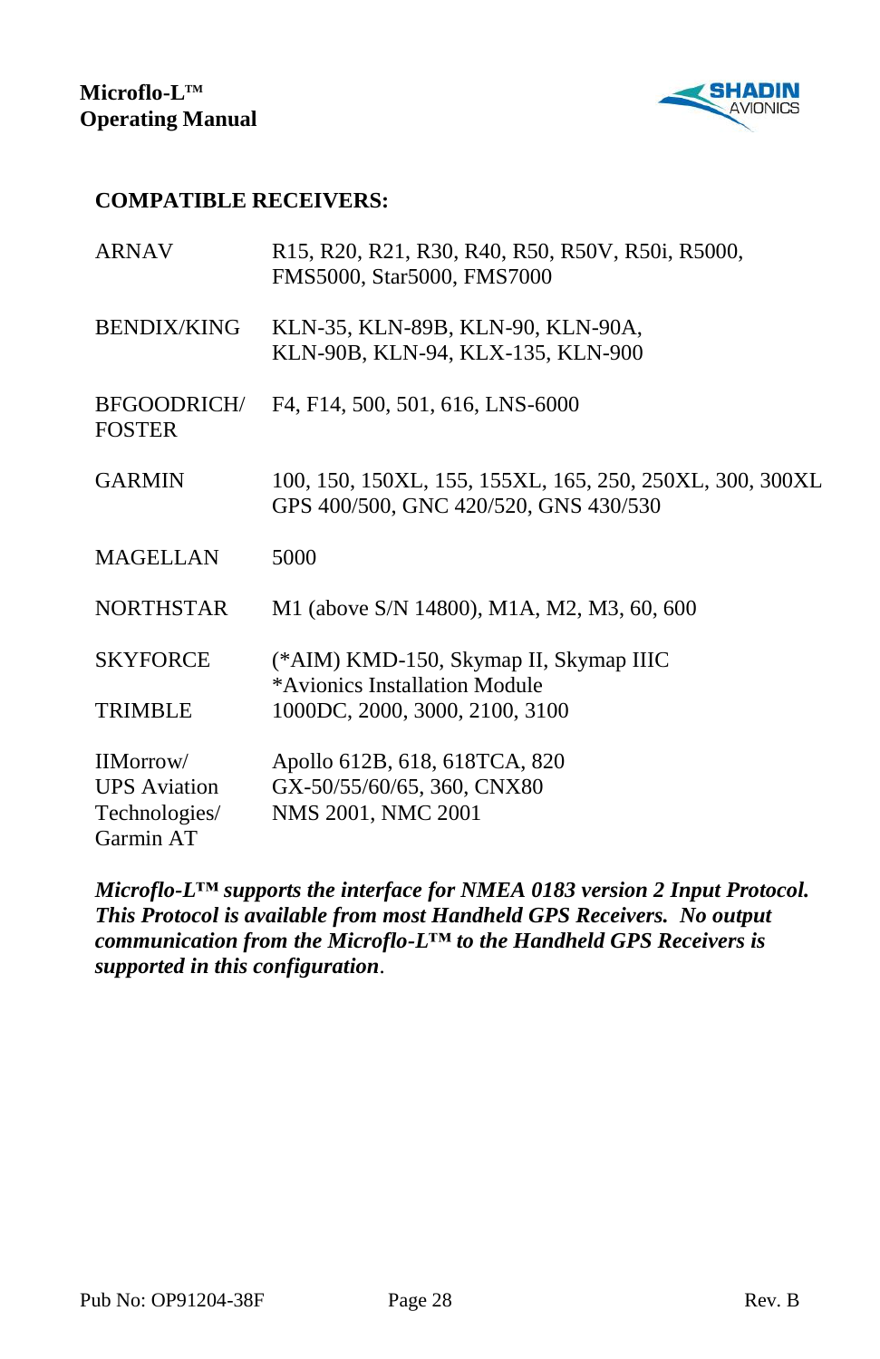## COMPATIBLE RECEIVERS:

| | |
|---|---|
| ARNAV | R15, R20, R21, R30, R40, R50, R50V, R50i, R5000, FMS5000, Star5000, FMS7000 |
| BENDIX/KING | KLN-35, KLN-89B, KLN-90, KLN-90A, KLN-90B, KLN-94, KLX-135, KLN-900 |
| BFGOODRICH/ FOSTER | F4, F14, 500, 501, 616, LNS-6000 |
| GARMIN | 100, 150, 150XL, 155, 155XL, 165, 250, 250XL, 300, 300XL GPS 400/500, GNC 420/520, GNS 430/530 |
| MAGELLAN | 5000 |
| NORTHSTAR | M1 (above S/N 14800), M1A, M2, M3, 60, 600 |
| SKYFORCE | (*AIM) KMD-150, Skymap II, Skymap IIIC *Avionics Installation Module |
| TRIMBLE | 1000DC, 2000, 3000, 2100, 3100 |
| IIMorrow/ UPS Aviation Technologies/ Garmin AT | Apollo 612B, 618, 618TCA, 820 GX-50/55/60/65, 360, CNX80 NMS 2001, NMC 2001 |

***Microflo-L™ supports the interface for NMEA 0183 version 2 Input Protocol. This Protocol is available from most Handheld GPS Receivers. No output communication from the Microflo-L™ to the Handheld GPS Receivers is supported in this configuration.***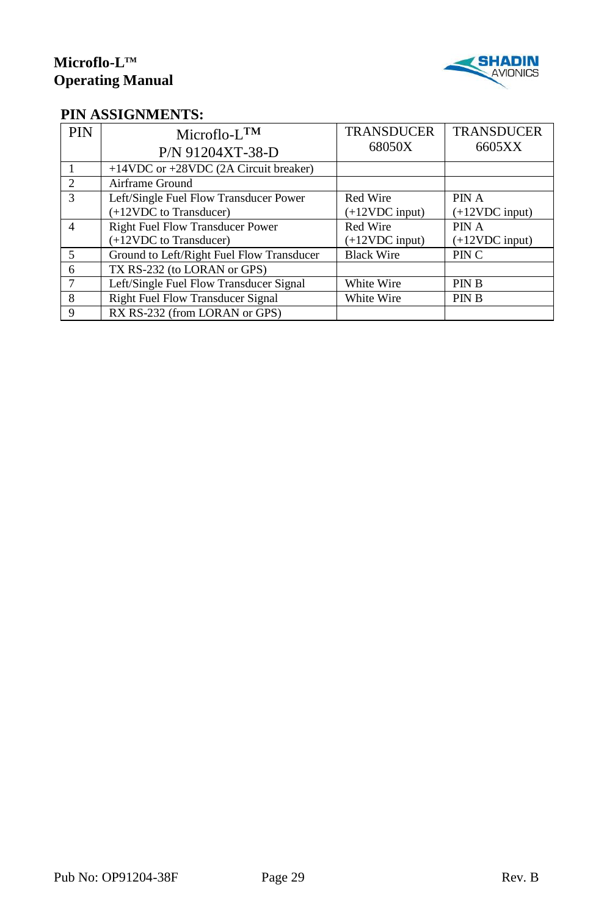## PIN ASSIGNMENTS:

| PIN | Microflo-L™ P/N 91204XT-38-D | TRANSDUCER 68050X | TRANSDUCER 6605XX |
|---|---|---|---|
| 1 | +14VDC or +28VDC (2A Circuit breaker) | | |
| 2 | Airframe Ground | | |
| 3 | Left/Single Fuel Flow Transducer Power (+12VDC to Transducer) | Red Wire (+12VDC input) | PIN A (+12VDC input) |
| 4 | Right Fuel Flow Transducer Power (+12VDC to Transducer) | Red Wire (+12VDC input) | PIN A (+12VDC input) |
| 5 | Ground to Left/Right Fuel Flow Transducer | Black Wire | PIN C |
| 6 | TX RS-232 (to LORAN or GPS) | | |
| 7 | Left/Single Fuel Flow Transducer Signal | White Wire | PIN B |
| 8 | Right Fuel Flow Transducer Signal | White Wire | PIN B |
| 9 | RX RS-232 (from LORAN or GPS) | | |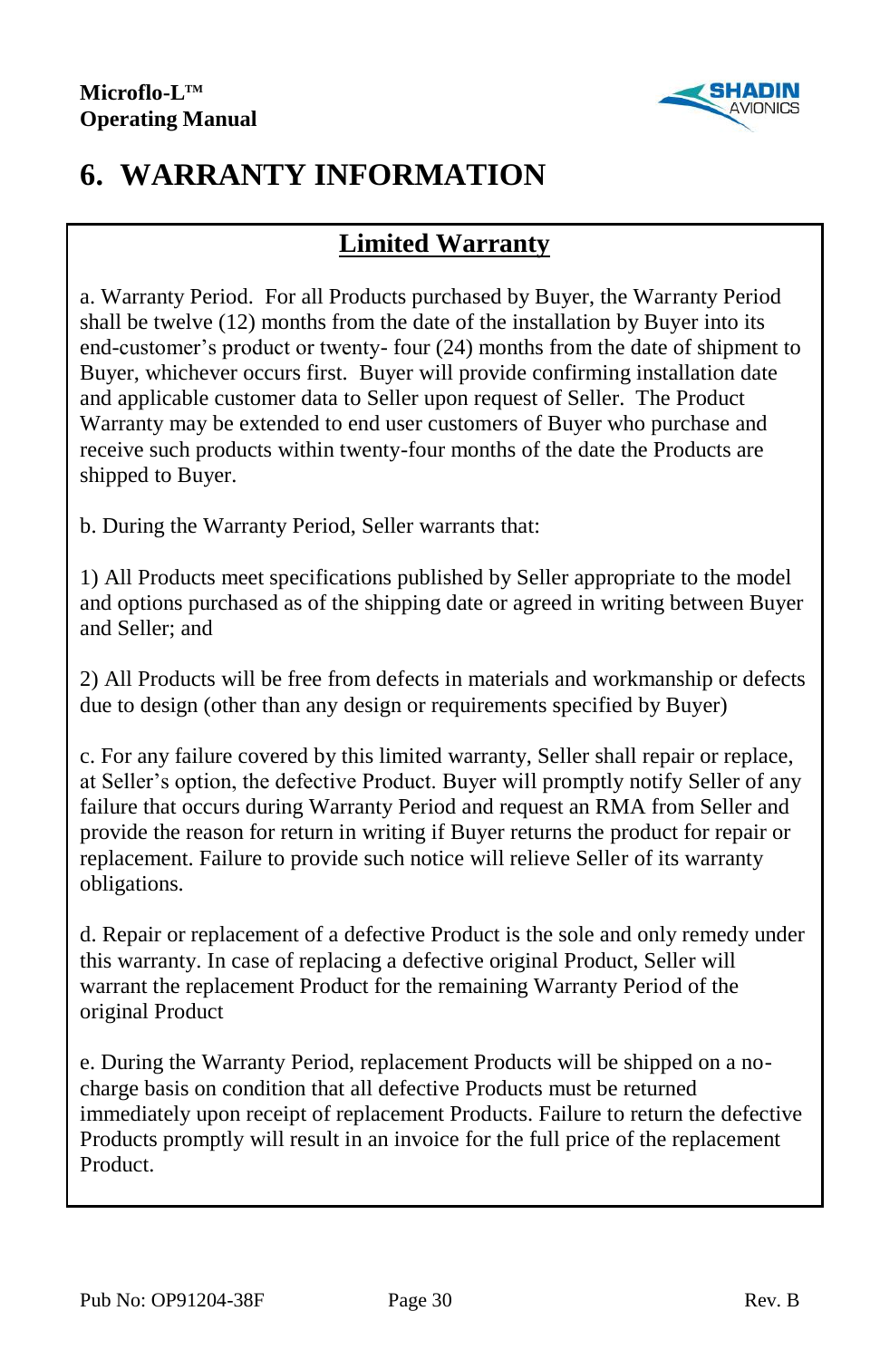# 6. WARRANTY INFORMATION

## Limited Warranty

a. Warranty Period. For all Products purchased by Buyer, the Warranty Period shall be twelve (12) months from the date of the installation by Buyer into its end-customer's product or twenty- four (24) months from the date of shipment to Buyer, whichever occurs first. Buyer will provide confirming installation date and applicable customer data to Seller upon request of Seller. The Product Warranty may be extended to end user customers of Buyer who purchase and receive such products within twenty-four months of the date the Products are shipped to Buyer.

b. During the Warranty Period, Seller warrants that:

1) All Products meet specifications published by Seller appropriate to the model and options purchased as of the shipping date or agreed in writing between Buyer and Seller; and

2) All Products will be free from defects in materials and workmanship or defects due to design (other than any design or requirements specified by Buyer)

c. For any failure covered by this limited warranty, Seller shall repair or replace, at Seller's option, the defective Product. Buyer will promptly notify Seller of any failure that occurs during Warranty Period and request an RMA from Seller and provide the reason for return in writing if Buyer returns the product for repair or replacement. Failure to provide such notice will relieve Seller of its warranty obligations.

d. Repair or replacement of a defective Product is the sole and only remedy under this warranty. In case of replacing a defective original Product, Seller will warrant the replacement Product for the remaining Warranty Period of the original Product

e. During the Warranty Period, replacement Products will be shipped on a no-charge basis on condition that all defective Products must be returned immediately upon receipt of replacement Products. Failure to return the defective Products promptly will result in an invoice for the full price of the replacement Product.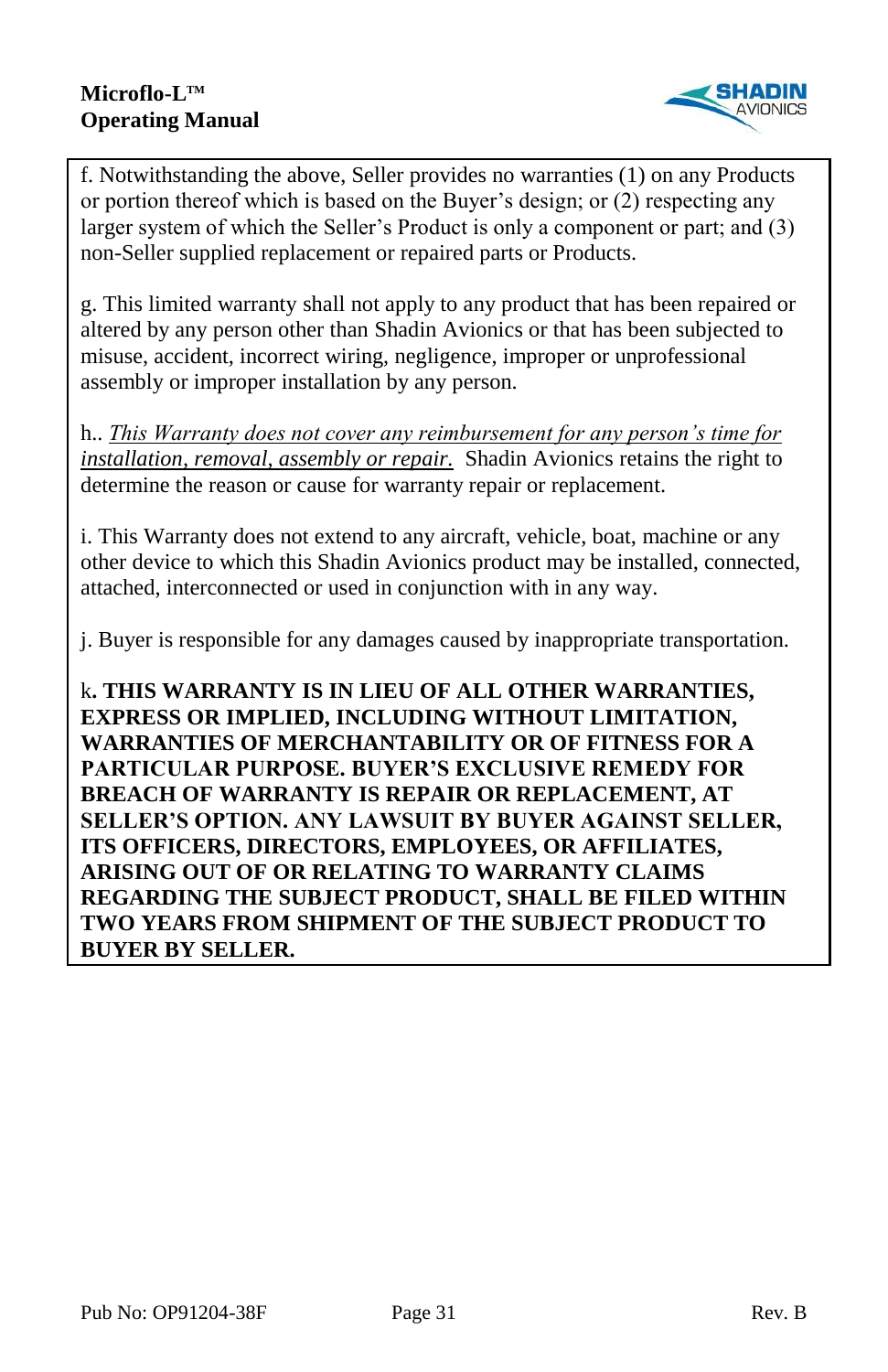f. Notwithstanding the above, Seller provides no warranties (1) on any Products or portion thereof which is based on the Buyer's design; or (2) respecting any larger system of which the Seller's Product is only a component or part; and (3) non-Seller supplied replacement or repaired parts or Products.

g. This limited warranty shall not apply to any product that has been repaired or altered by any person other than Shadin Avionics or that has been subjected to misuse, accident, incorrect wiring, negligence, improper or unprofessional assembly or improper installation by any person.

h.. *This Warranty does not cover any reimbursement for any person's time for installation, removal, assembly or repair.* Shadin Avionics retains the right to determine the reason or cause for warranty repair or replacement.

i. This Warranty does not extend to any aircraft, vehicle, boat, machine or any other device to which this Shadin Avionics product may be installed, connected, attached, interconnected or used in conjunction with in any way.

j. Buyer is responsible for any damages caused by inappropriate transportation.

k**. THIS WARRANTY IS IN LIEU OF ALL OTHER WARRANTIES, EXPRESS OR IMPLIED, INCLUDING WITHOUT LIMITATION, WARRANTIES OF MERCHANTABILITY OR OF FITNESS FOR A PARTICULAR PURPOSE. BUYER'S EXCLUSIVE REMEDY FOR BREACH OF WARRANTY IS REPAIR OR REPLACEMENT, AT SELLER'S OPTION. ANY LAWSUIT BY BUYER AGAINST SELLER, ITS OFFICERS, DIRECTORS, EMPLOYEES, OR AFFILIATES, ARISING OUT OF OR RELATING TO WARRANTY CLAIMS REGARDING THE SUBJECT PRODUCT, SHALL BE FILED WITHIN TWO YEARS FROM SHIPMENT OF THE SUBJECT PRODUCT TO BUYER BY SELLER.**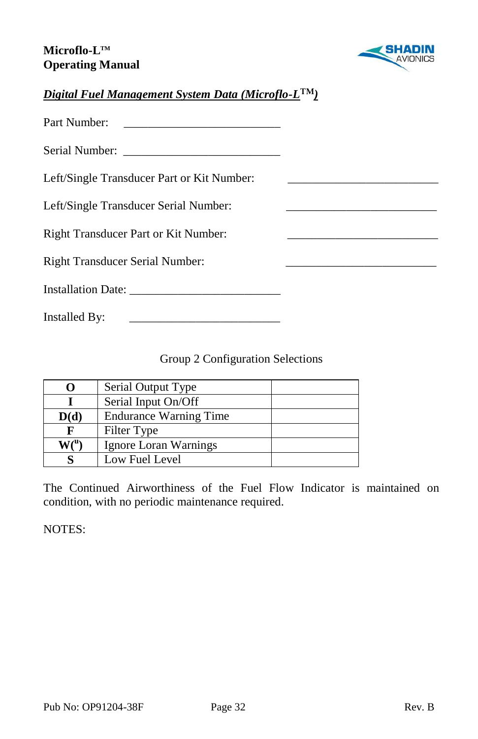## *Digital Fuel Management System Data (Microflo-L™)*

Part Number: ________________________

Serial Number: ________________________

Left/Single Transducer Part or Kit Number: ________________________

Left/Single Transducer Serial Number: ________________________

Right Transducer Part or Kit Number: ________________________

Right Transducer Serial Number: ________________________

Installation Date: ________________________

Installed By: ________________________

Group 2 Configuration Selections

| | | |
|---|---|---|
| **O** | Serial Output Type | |
| **I** | Serial Input On/Off | |
| **D(d)** | Endurance Warning Time | |
| **F** | Filter Type | |
| **W(")** | Ignore Loran Warnings | |
| **S** | Low Fuel Level | |

The Continued Airworthiness of the Fuel Flow Indicator is maintained on condition, with no periodic maintenance required.

NOTES: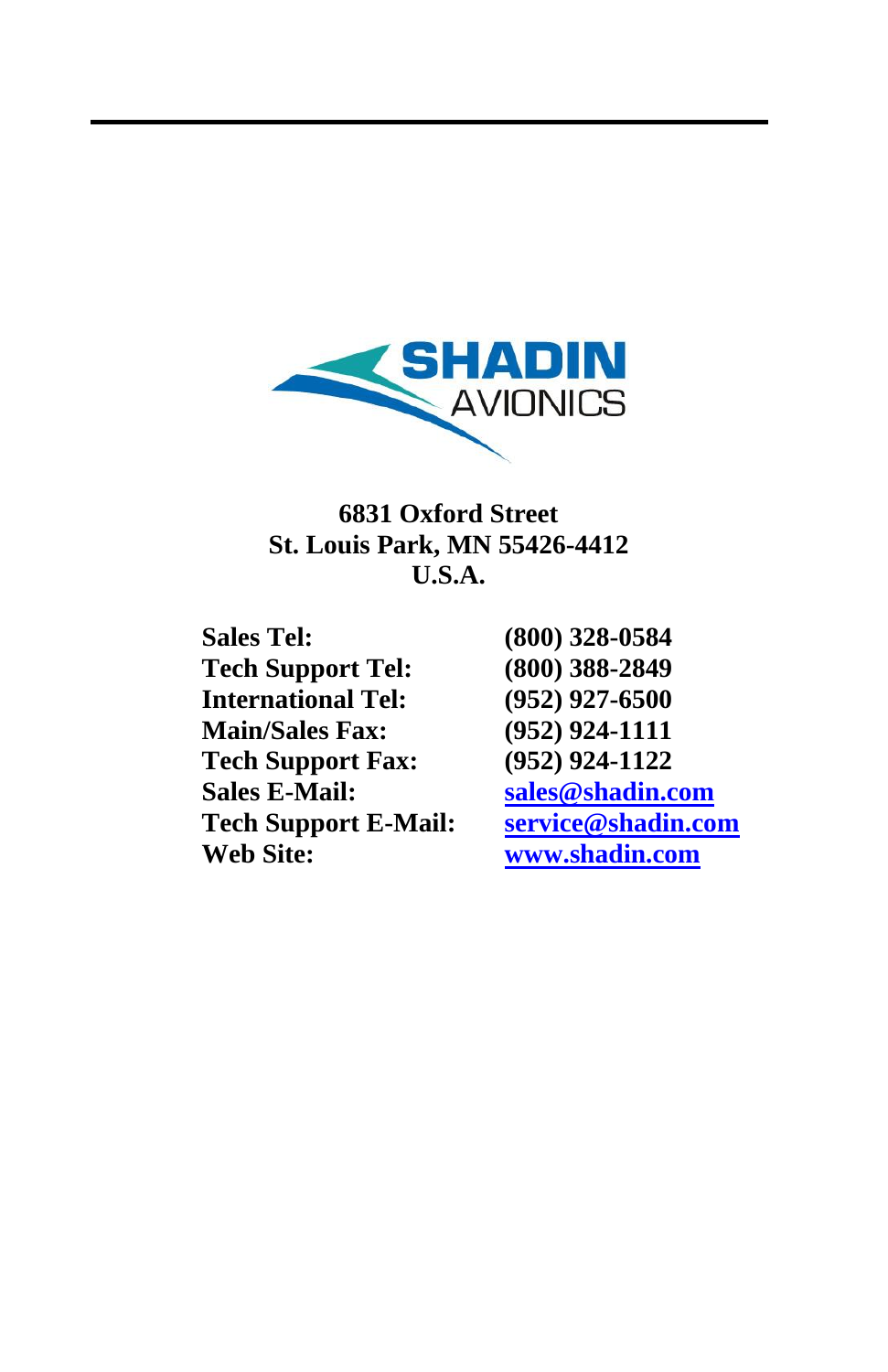SHADIN AVIONICS

**6831 Oxford Street**
**St. Louis Park, MN 55426-4412**
**U.S.A.**

| | |
|---|---|
| **Sales Tel:** | **(800) 328-0584** |
| **Tech Support Tel:** | **(800) 388-2849** |
| **International Tel:** | **(952) 927-6500** |
| **Main/Sales Fax:** | **(952) 924-1111** |
| **Tech Support Fax:** | **(952) 924-1122** |
| **Sales E-Mail:** | **sales@shadin.com** |
| **Tech Support E-Mail:** | **service@shadin.com** |
| **Web Site:** | **www.shadin.com** |